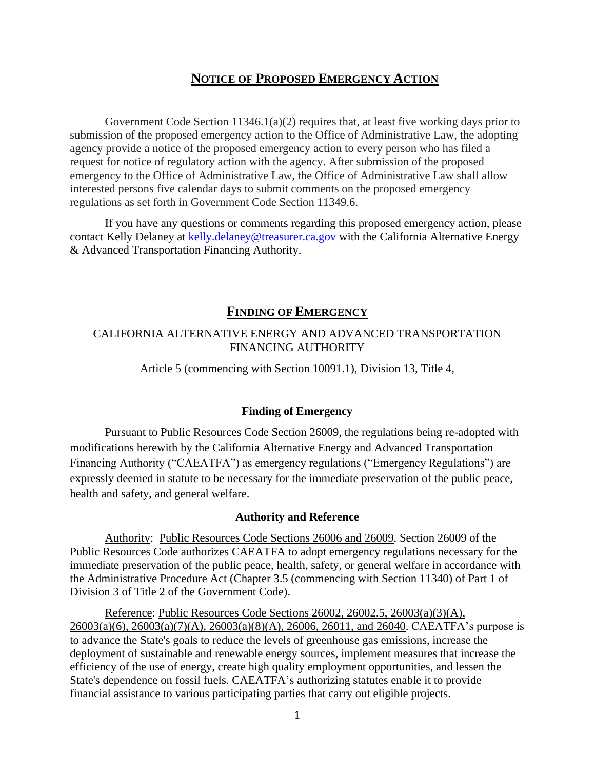# **NOTICE OF PROPOSED EMERGENCY ACTION**

Government Code Section 11346.1(a)(2) requires that, at least five working days prior to submission of the proposed emergency action to the Office of Administrative Law, the adopting agency provide a notice of the proposed emergency action to every person who has filed a request for notice of regulatory action with the agency. After submission of the proposed emergency to the Office of Administrative Law, the Office of Administrative Law shall allow interested persons five calendar days to submit comments on the proposed emergency regulations as set forth in Government Code Section 11349.6.

If you have any questions or comments regarding this proposed emergency action, please contact Kelly Delaney at kelly.delaney@treasurer.ca.gov with the California Alternative Energy & Advanced Transportation Financing Authority.

# **FINDING OF EMERGENCY**

CALIFORNIA ALTERNATIVE ENERGY AND ADVANCED TRANSPORTATION FINANCING AUTHORITY

Article 5 (commencing with Section 10091.1), Division 13, Title 4,

### **Finding of Emergency**

Pursuant to Public Resources Code Section 26009, the regulations being re-adopted with modifications herewith by the California Alternative Energy and Advanced Transportation Financing Authority ("CAEATFA") as emergency regulations ("Emergency Regulations") are expressly deemed in statute to be necessary for the immediate preservation of the public peace, health and safety, and general welfare.

### **Authority and Reference**

Authority: Public Resources Code Sections 26006 and 26009. Section 26009 of the Public Resources Code authorizes CAEATFA to adopt emergency regulations necessary for the immediate preservation of the public peace, health, safety, or general welfare in accordance with the Administrative Procedure Act (Chapter 3.5 (commencing with Section 11340) of Part 1 of Division 3 of Title 2 of the Government Code).

Reference: Public Resources Code Sections 26002, 26002.5, 26003(a)(3)(A), 26003(a)(6), 26003(a)(7)(A), 26003(a)(8)(A), 26006, 26011, and 26040. CAEATFA's purpose is to advance the State's goals to reduce the levels of greenhouse gas emissions, increase the deployment of sustainable and renewable energy sources, implement measures that increase the efficiency of the use of energy, create high quality employment opportunities, and lessen the State's dependence on fossil fuels. CAEATFA's authorizing statutes enable it to provide financial assistance to various participating parties that carry out eligible projects.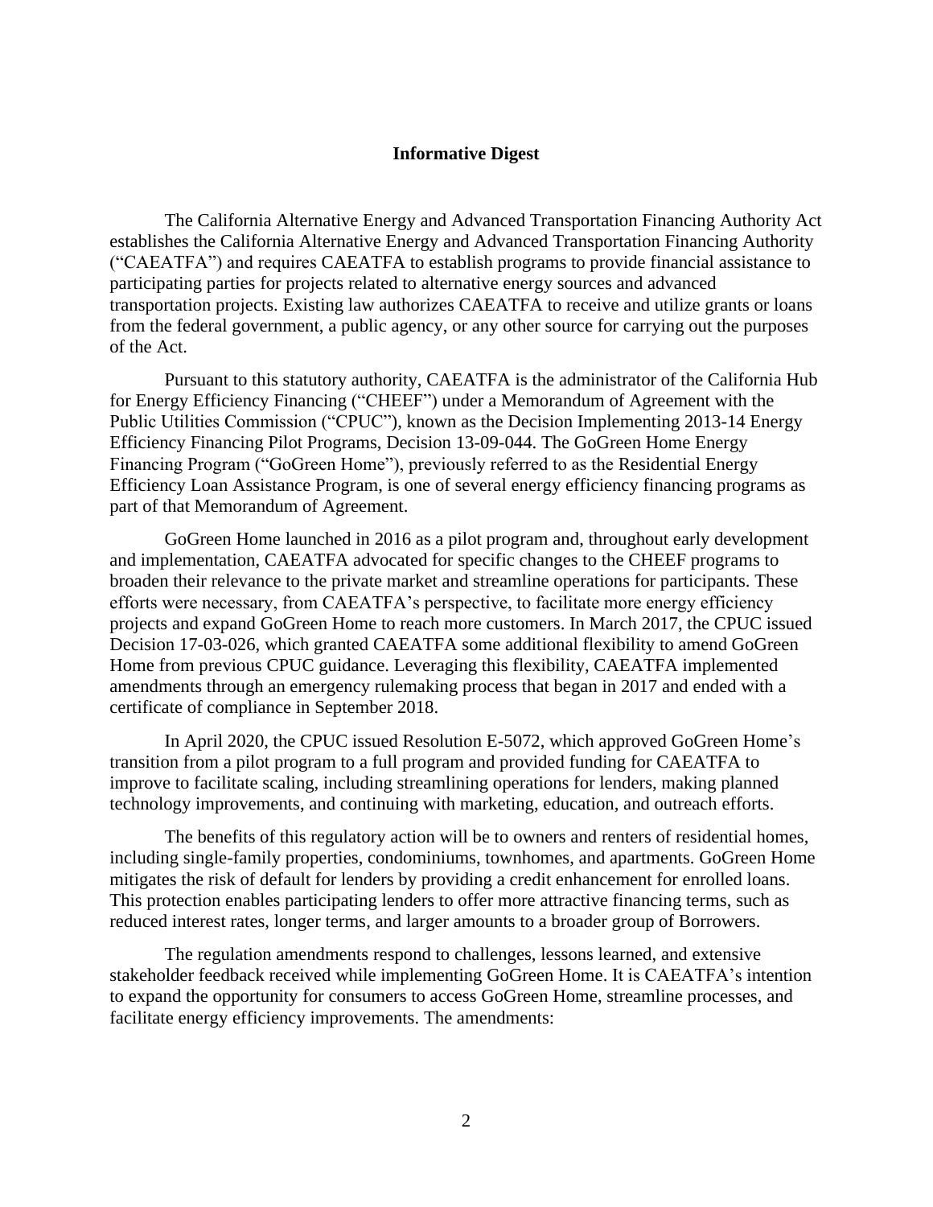## Informative Digest

The California Alternative Energy and Advanced Transportation Financing Authority Act establishes the California Alternative Energy and Advanced Transportation Financing Authority ("CAEATFA") and requires CAEATFA to establish programs to provide financial assistance to participating parties for projects related to alternative energy sources and advanced transportation projects. Existing law authorizes CAEATFA to receive and utilize grants or loans from the federal government, a public agency, or any other source for carrying out the purposes of the Act.

Pursuant to this statutory authority, CAEATFA is the administrator of the California Hub for Energy Efficiency Financing ("CHEEF") under a Memorandum of Agreement with the Public Utilities Commission ("CPUC"), known as the Decision Implementing 2013-14 Energy Efficiency Financing Pilot Programs, Decision 13-09-044. The GoGreen Home Energy Financing Program ("GoGreen Home"), previously referred to as the Residential Energy Efficiency Loan Assistance Program, is one of several energy efficiency financing programs as part of that Memorandum of Agreement.

GoGreen Home launched in 2016 as a pilot program and, throughout early development and implementation, CAEATFA advocated for specific changes to the CHEEF programs to broaden their relevance to the private market and streamline operations for participants. These efforts were necessary, from CAEATFA's perspective, to facilitate more energy efficiency projects and expand GoGreen Home to reach more customers. In March 2017, the CPUC issued Decision 17-03-026, which granted CAEATFA some additional flexibility to amend GoGreen Home from previous CPUC guidance. Leveraging this flexibility, CAEATFA implemented amendments through an emergency rulemaking process that began in 2017 and ended with a certificate of compliance in September 2018.

In April 2020, the CPUC issued Resolution E-5072, which approved GoGreen Home's transition from a pilot program to a full program and provided funding for CAEATFA to improve to facilitate scaling, including streamlining operations for lenders, making planned technology improvements, and continuing with marketing, education, and outreach efforts.

The benefits of this regulatory action will be to owners and renters of residential homes, including single-family properties, condominiums, townhomes, and apartments. GoGreen Home mitigates the risk of default for lenders by providing a credit enhancement for enrolled loans. This protection enables participating lenders to offer more attractive financing terms, such as reduced interest rates, longer terms, and larger amounts to a broader group of Borrowers.

The regulation amendments respond to challenges, lessons learned, and extensive stakeholder feedback received while implementing GoGreen Home. It is CAEATFA's intention to expand the opportunity for consumers to access GoGreen Home, streamline processes, and facilitate energy efficiency improvements. The amendments: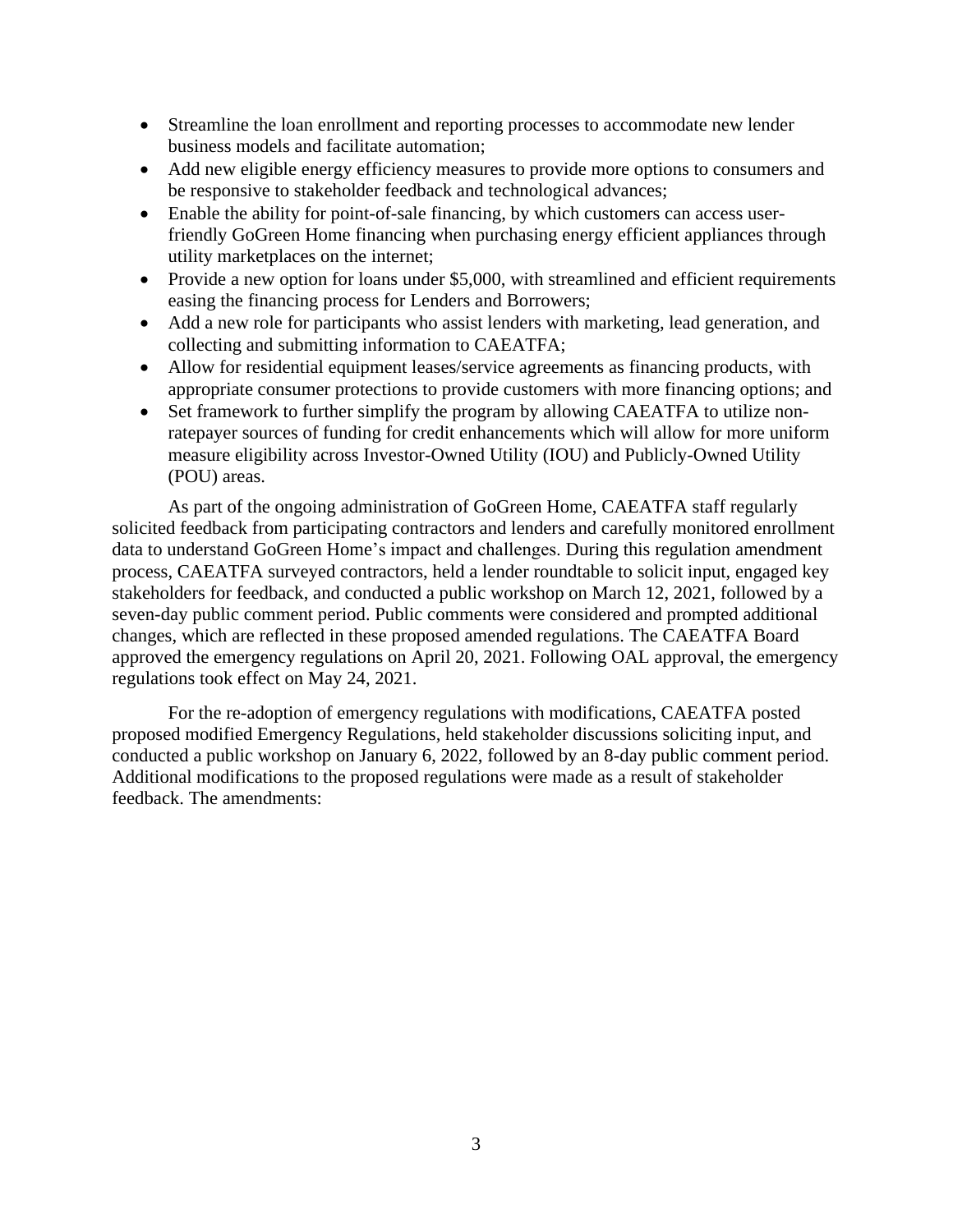- Streamline the loan enrollment and reporting processes to accommodate new lender business models and facilitate automation;
- Add new eligible energy efficiency measures to provide more options to consumers and be responsive to stakeholder feedback and technological advances;
- Enable the ability for point-of-sale financing, by which customers can access user-friendly GoGreen Home financing when purchasing energy efficient appliances through utility marketplaces on the internet;
- Provide a new option for loans under $5,000, with streamlined and efficient requirements easing the financing process for Lenders and Borrowers;
- Add a new role for participants who assist lenders with marketing, lead generation, and collecting and submitting information to CAEATFA;
- Allow for residential equipment leases/service agreements as financing products, with appropriate consumer protections to provide customers with more financing options; and
- Set framework to further simplify the program by allowing CAEATFA to utilize non-ratepayer sources of funding for credit enhancements which will allow for more uniform measure eligibility across Investor-Owned Utility (IOU) and Publicly-Owned Utility (POU) areas.

As part of the ongoing administration of GoGreen Home, CAEATFA staff regularly solicited feedback from participating contractors and lenders and carefully monitored enrollment data to understand GoGreen Home's impact and challenges. During this regulation amendment process, CAEATFA surveyed contractors, held a lender roundtable to solicit input, engaged key stakeholders for feedback, and conducted a public workshop on March 12, 2021, followed by a seven-day public comment period. Public comments were considered and prompted additional changes, which are reflected in these proposed amended regulations. The CAEATFA Board approved the emergency regulations on April 20, 2021. Following OAL approval, the emergency regulations took effect on May 24, 2021.

For the re-adoption of emergency regulations with modifications, CAEATFA posted proposed modified Emergency Regulations, held stakeholder discussions soliciting input, and conducted a public workshop on January 6, 2022, followed by an 8-day public comment period. Additional modifications to the proposed regulations were made as a result of stakeholder feedback. The amendments: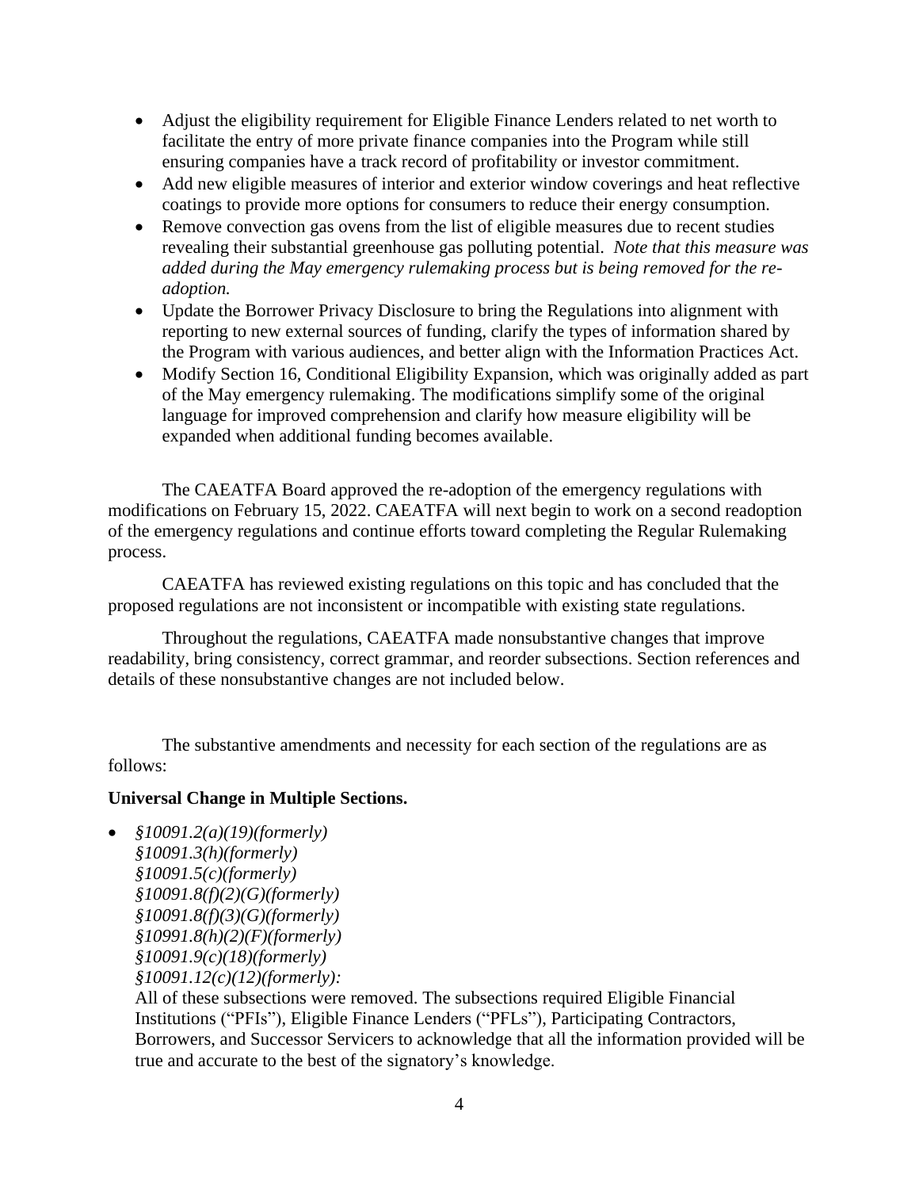- Adjust the eligibility requirement for Eligible Finance Lenders related to net worth to facilitate the entry of more private finance companies into the Program while still ensuring companies have a track record of profitability or investor commitment.
- Add new eligible measures of interior and exterior window coverings and heat reflective coatings to provide more options for consumers to reduce their energy consumption.
- Remove convection gas ovens from the list of eligible measures due to recent studies revealing their substantial greenhouse gas polluting potential. *Note that this measure was added during the May emergency rulemaking process but is being removed for the re-adoption.*
- Update the Borrower Privacy Disclosure to bring the Regulations into alignment with reporting to new external sources of funding, clarify the types of information shared by the Program with various audiences, and better align with the Information Practices Act.
- Modify Section 16, Conditional Eligibility Expansion, which was originally added as part of the May emergency rulemaking. The modifications simplify some of the original language for improved comprehension and clarify how measure eligibility will be expanded when additional funding becomes available.

The CAEATFA Board approved the re-adoption of the emergency regulations with modifications on February 15, 2022. CAEATFA will next begin to work on a second readoption of the emergency regulations and continue efforts toward completing the Regular Rulemaking process.

CAEATFA has reviewed existing regulations on this topic and has concluded that the proposed regulations are not inconsistent or incompatible with existing state regulations.

Throughout the regulations, CAEATFA made nonsubstantive changes that improve readability, bring consistency, correct grammar, and reorder subsections. Section references and details of these nonsubstantive changes are not included below.

The substantive amendments and necessity for each section of the regulations are as follows:

**Universal Change in Multiple Sections.**

- *§10091.2(a)(19)(formerly)*
  *§10091.3(h)(formerly)*
  *§10091.5(c)(formerly)*
  *§10091.8(f)(2)(G)(formerly)*
  *§10091.8(f)(3)(G)(formerly)*
  *§10991.8(h)(2)(F)(formerly)*
  *§10091.9(c)(18)(formerly)*
  *§10091.12(c)(12)(formerly):*
  All of these subsections were removed. The subsections required Eligible Financial Institutions ("PFIs"), Eligible Finance Lenders ("PFLs"), Participating Contractors, Borrowers, and Successor Servicers to acknowledge that all the information provided will be true and accurate to the best of the signatory's knowledge.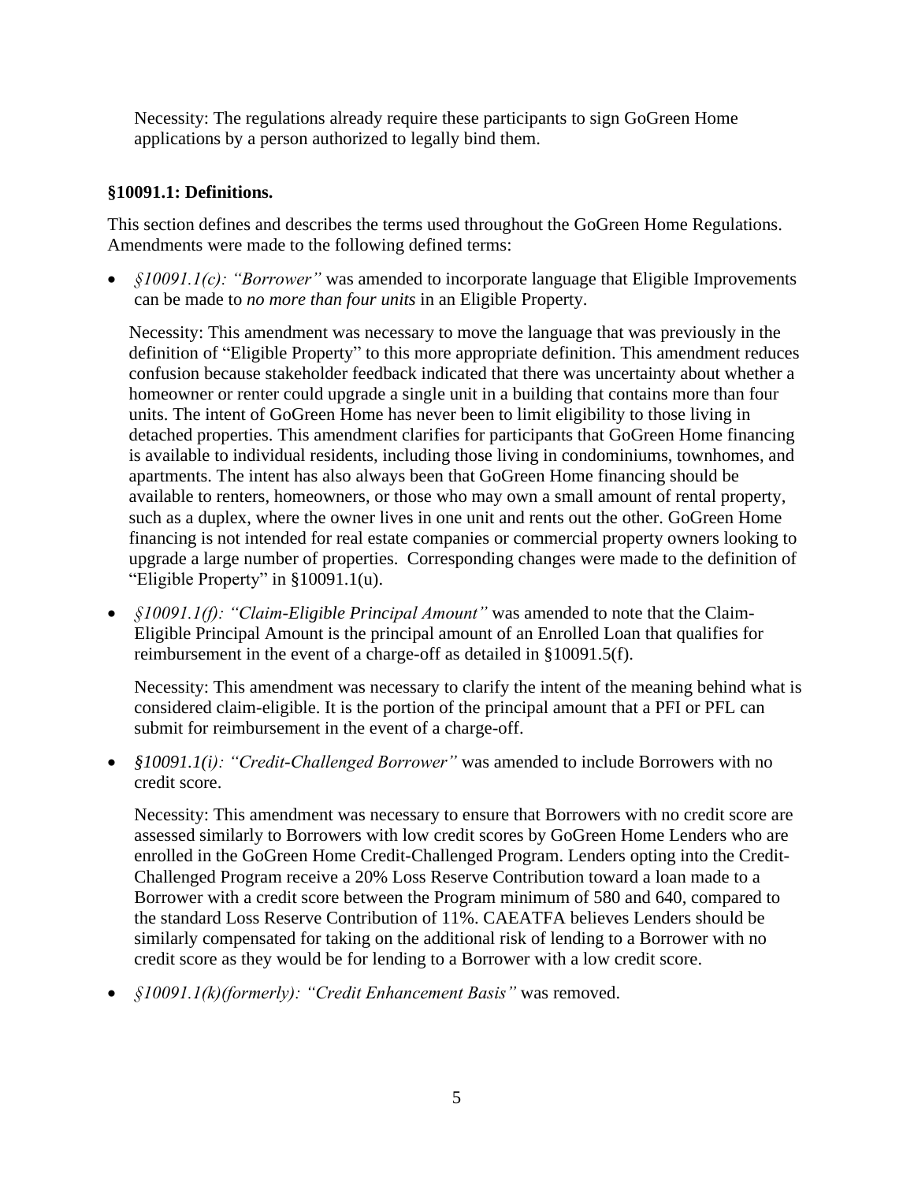Necessity: The regulations already require these participants to sign GoGreen Home applications by a person authorized to legally bind them.

**§10091.1: Definitions.**

This section defines and describes the terms used throughout the GoGreen Home Regulations. Amendments were made to the following defined terms:

- *§10091.1(c): "Borrower"* was amended to incorporate language that Eligible Improvements can be made to *no more than four units* in an Eligible Property.

  Necessity: This amendment was necessary to move the language that was previously in the definition of "Eligible Property" to this more appropriate definition. This amendment reduces confusion because stakeholder feedback indicated that there was uncertainty about whether a homeowner or renter could upgrade a single unit in a building that contains more than four units. The intent of GoGreen Home has never been to limit eligibility to those living in detached properties. This amendment clarifies for participants that GoGreen Home financing is available to individual residents, including those living in condominiums, townhomes, and apartments. The intent has also always been that GoGreen Home financing should be available to renters, homeowners, or those who may own a small amount of rental property, such as a duplex, where the owner lives in one unit and rents out the other. GoGreen Home financing is not intended for real estate companies or commercial property owners looking to upgrade a large number of properties. Corresponding changes were made to the definition of "Eligible Property" in §10091.1(u).

- *§10091.1(f): "Claim-Eligible Principal Amount"* was amended to note that the Claim-Eligible Principal Amount is the principal amount of an Enrolled Loan that qualifies for reimbursement in the event of a charge-off as detailed in §10091.5(f).

  Necessity: This amendment was necessary to clarify the intent of the meaning behind what is considered claim-eligible. It is the portion of the principal amount that a PFI or PFL can submit for reimbursement in the event of a charge-off.

- *§10091.1(i): "Credit-Challenged Borrower"* was amended to include Borrowers with no credit score.

  Necessity: This amendment was necessary to ensure that Borrowers with no credit score are assessed similarly to Borrowers with low credit scores by GoGreen Home Lenders who are enrolled in the GoGreen Home Credit-Challenged Program. Lenders opting into the Credit-Challenged Program receive a 20% Loss Reserve Contribution toward a loan made to a Borrower with a credit score between the Program minimum of 580 and 640, compared to the standard Loss Reserve Contribution of 11%. CAEATFA believes Lenders should be similarly compensated for taking on the additional risk of lending to a Borrower with no credit score as they would be for lending to a Borrower with a low credit score.

- *§10091.1(k)(formerly): "Credit Enhancement Basis"* was removed.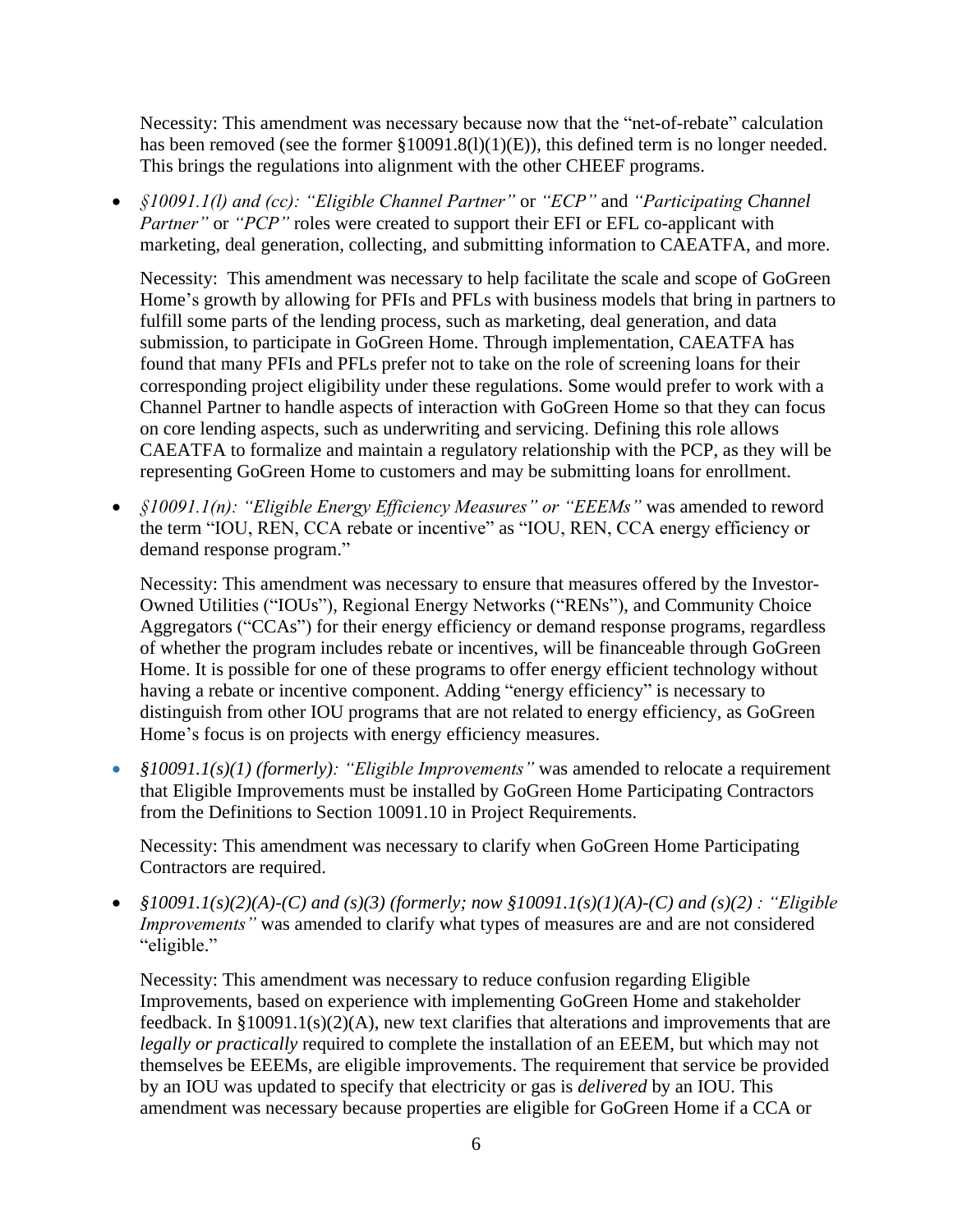Necessity: This amendment was necessary because now that the "net-of-rebate" calculation has been removed (see the former §10091.8(l)(1)(E)), this defined term is no longer needed. This brings the regulations into alignment with the other CHEEF programs.

- *§10091.1(l) and (cc): "Eligible Channel Partner"* or *"ECP"* and *"Participating Channel Partner"* or *"PCP"* roles were created to support their EFI or EFL co-applicant with marketing, deal generation, collecting, and submitting information to CAEATFA, and more.

  Necessity: This amendment was necessary to help facilitate the scale and scope of GoGreen Home's growth by allowing for PFIs and PFLs with business models that bring in partners to fulfill some parts of the lending process, such as marketing, deal generation, and data submission, to participate in GoGreen Home. Through implementation, CAEATFA has found that many PFIs and PFLs prefer not to take on the role of screening loans for their corresponding project eligibility under these regulations. Some would prefer to work with a Channel Partner to handle aspects of interaction with GoGreen Home so that they can focus on core lending aspects, such as underwriting and servicing. Defining this role allows CAEATFA to formalize and maintain a regulatory relationship with the PCP, as they will be representing GoGreen Home to customers and may be submitting loans for enrollment.

- *§10091.1(n): "Eligible Energy Efficiency Measures" or "EEEMs"* was amended to reword the term "IOU, REN, CCA rebate or incentive" as "IOU, REN, CCA energy efficiency or demand response program."

  Necessity: This amendment was necessary to ensure that measures offered by the Investor-Owned Utilities ("IOUs"), Regional Energy Networks ("RENs"), and Community Choice Aggregators ("CCAs") for their energy efficiency or demand response programs, regardless of whether the program includes rebate or incentives, will be financeable through GoGreen Home. It is possible for one of these programs to offer energy efficient technology without having a rebate or incentive component. Adding "energy efficiency" is necessary to distinguish from other IOU programs that are not related to energy efficiency, as GoGreen Home's focus is on projects with energy efficiency measures.

- *§10091.1(s)(1) (formerly): "Eligible Improvements"* was amended to relocate a requirement that Eligible Improvements must be installed by GoGreen Home Participating Contractors from the Definitions to Section 10091.10 in Project Requirements.

  Necessity: This amendment was necessary to clarify when GoGreen Home Participating Contractors are required.

- *§10091.1(s)(2)(A)-(C) and (s)(3) (formerly; now §10091.1(s)(1)(A)-(C) and (s)(2) : "Eligible Improvements"* was amended to clarify what types of measures are and are not considered "eligible."

  Necessity: This amendment was necessary to reduce confusion regarding Eligible Improvements, based on experience with implementing GoGreen Home and stakeholder feedback. In §10091.1(s)(2)(A), new text clarifies that alterations and improvements that are *legally or practically* required to complete the installation of an EEEM, but which may not themselves be EEEMs, are eligible improvements. The requirement that service be provided by an IOU was updated to specify that electricity or gas is *delivered* by an IOU. This amendment was necessary because properties are eligible for GoGreen Home if a CCA or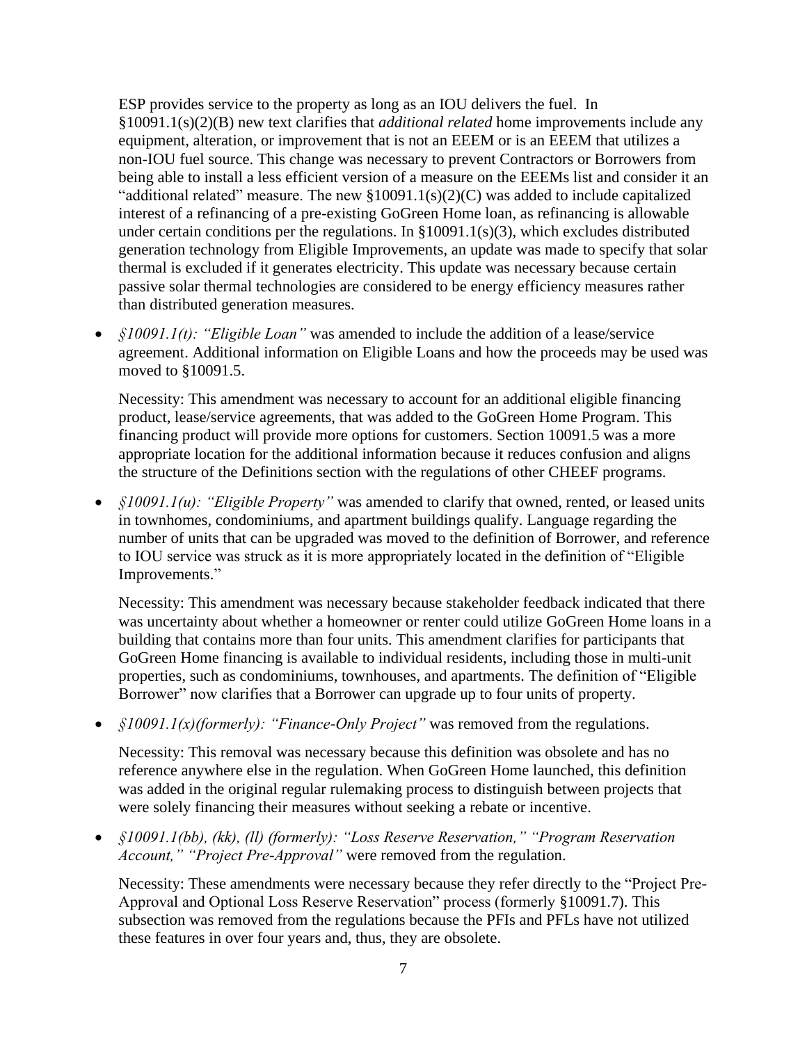ESP provides service to the property as long as an IOU delivers the fuel. In §10091.1(s)(2)(B) new text clarifies that *additional related* home improvements include any equipment, alteration, or improvement that is not an EEEM or is an EEEM that utilizes a non-IOU fuel source. This change was necessary to prevent Contractors or Borrowers from being able to install a less efficient version of a measure on the EEEMs list and consider it an "additional related" measure. The new §10091.1(s)(2)(C) was added to include capitalized interest of a refinancing of a pre-existing GoGreen Home loan, as refinancing is allowable under certain conditions per the regulations. In §10091.1(s)(3), which excludes distributed generation technology from Eligible Improvements, an update was made to specify that solar thermal is excluded if it generates electricity. This update was necessary because certain passive solar thermal technologies are considered to be energy efficiency measures rather than distributed generation measures.

- *§10091.1(t): "Eligible Loan"* was amended to include the addition of a lease/service agreement. Additional information on Eligible Loans and how the proceeds may be used was moved to §10091.5.

  Necessity: This amendment was necessary to account for an additional eligible financing product, lease/service agreements, that was added to the GoGreen Home Program. This financing product will provide more options for customers. Section 10091.5 was a more appropriate location for the additional information because it reduces confusion and aligns the structure of the Definitions section with the regulations of other CHEEF programs.

- *§10091.1(u): "Eligible Property"* was amended to clarify that owned, rented, or leased units in townhomes, condominiums, and apartment buildings qualify. Language regarding the number of units that can be upgraded was moved to the definition of Borrower, and reference to IOU service was struck as it is more appropriately located in the definition of "Eligible Improvements."

  Necessity: This amendment was necessary because stakeholder feedback indicated that there was uncertainty about whether a homeowner or renter could utilize GoGreen Home loans in a building that contains more than four units. This amendment clarifies for participants that GoGreen Home financing is available to individual residents, including those in multi-unit properties, such as condominiums, townhouses, and apartments. The definition of "Eligible Borrower" now clarifies that a Borrower can upgrade up to four units of property.

- *§10091.1(x)(formerly): "Finance-Only Project"* was removed from the regulations.

  Necessity: This removal was necessary because this definition was obsolete and has no reference anywhere else in the regulation. When GoGreen Home launched, this definition was added in the original regular rulemaking process to distinguish between projects that were solely financing their measures without seeking a rebate or incentive.

- *§10091.1(bb), (kk), (ll) (formerly): "Loss Reserve Reservation," "Program Reservation Account," "Project Pre-Approval"* were removed from the regulation.

  Necessity: These amendments were necessary because they refer directly to the "Project Pre-Approval and Optional Loss Reserve Reservation" process (formerly §10091.7). This subsection was removed from the regulations because the PFIs and PFLs have not utilized these features in over four years and, thus, they are obsolete.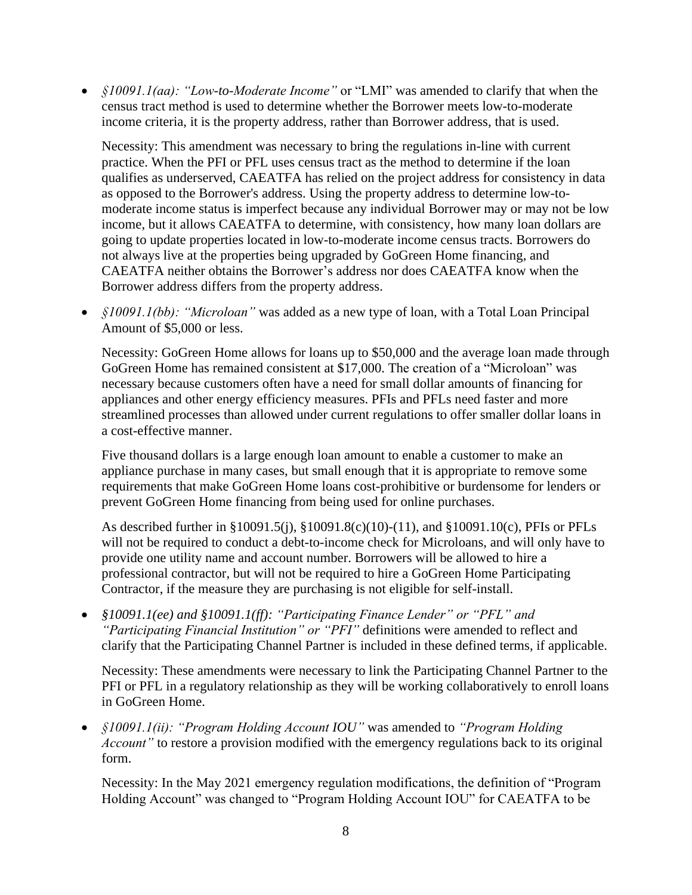- *§10091.1(aa): "Low-to-Moderate Income"* or "LMI" was amended to clarify that when the census tract method is used to determine whether the Borrower meets low-to-moderate income criteria, it is the property address, rather than Borrower address, that is used.

  Necessity: This amendment was necessary to bring the regulations in-line with current practice. When the PFI or PFL uses census tract as the method to determine if the loan qualifies as underserved, CAEATFA has relied on the project address for consistency in data as opposed to the Borrower's address. Using the property address to determine low-to-moderate income status is imperfect because any individual Borrower may or may not be low income, but it allows CAEATFA to determine, with consistency, how many loan dollars are going to update properties located in low-to-moderate income census tracts. Borrowers do not always live at the properties being upgraded by GoGreen Home financing, and CAEATFA neither obtains the Borrower's address nor does CAEATFA know when the Borrower address differs from the property address.

- *§10091.1(bb): "Microloan"* was added as a new type of loan, with a Total Loan Principal Amount of $5,000 or less.

  Necessity: GoGreen Home allows for loans up to $50,000 and the average loan made through GoGreen Home has remained consistent at $17,000. The creation of a "Microloan" was necessary because customers often have a need for small dollar amounts of financing for appliances and other energy efficiency measures. PFIs and PFLs need faster and more streamlined processes than allowed under current regulations to offer smaller dollar loans in a cost-effective manner.

  Five thousand dollars is a large enough loan amount to enable a customer to make an appliance purchase in many cases, but small enough that it is appropriate to remove some requirements that make GoGreen Home loans cost-prohibitive or burdensome for lenders or prevent GoGreen Home financing from being used for online purchases.

  As described further in §10091.5(j), §10091.8(c)(10)-(11), and §10091.10(c), PFIs or PFLs will not be required to conduct a debt-to-income check for Microloans, and will only have to provide one utility name and account number. Borrowers will be allowed to hire a professional contractor, but will not be required to hire a GoGreen Home Participating Contractor, if the measure they are purchasing is not eligible for self-install.

- *§10091.1(ee) and §10091.1(ff): "Participating Finance Lender" or "PFL" and "Participating Financial Institution" or "PFI"* definitions were amended to reflect and clarify that the Participating Channel Partner is included in these defined terms, if applicable.

  Necessity: These amendments were necessary to link the Participating Channel Partner to the PFI or PFL in a regulatory relationship as they will be working collaboratively to enroll loans in GoGreen Home.

- *§10091.1(ii): "Program Holding Account IOU"* was amended to *"Program Holding Account"* to restore a provision modified with the emergency regulations back to its original form.

  Necessity: In the May 2021 emergency regulation modifications, the definition of "Program Holding Account" was changed to "Program Holding Account IOU" for CAEATFA to be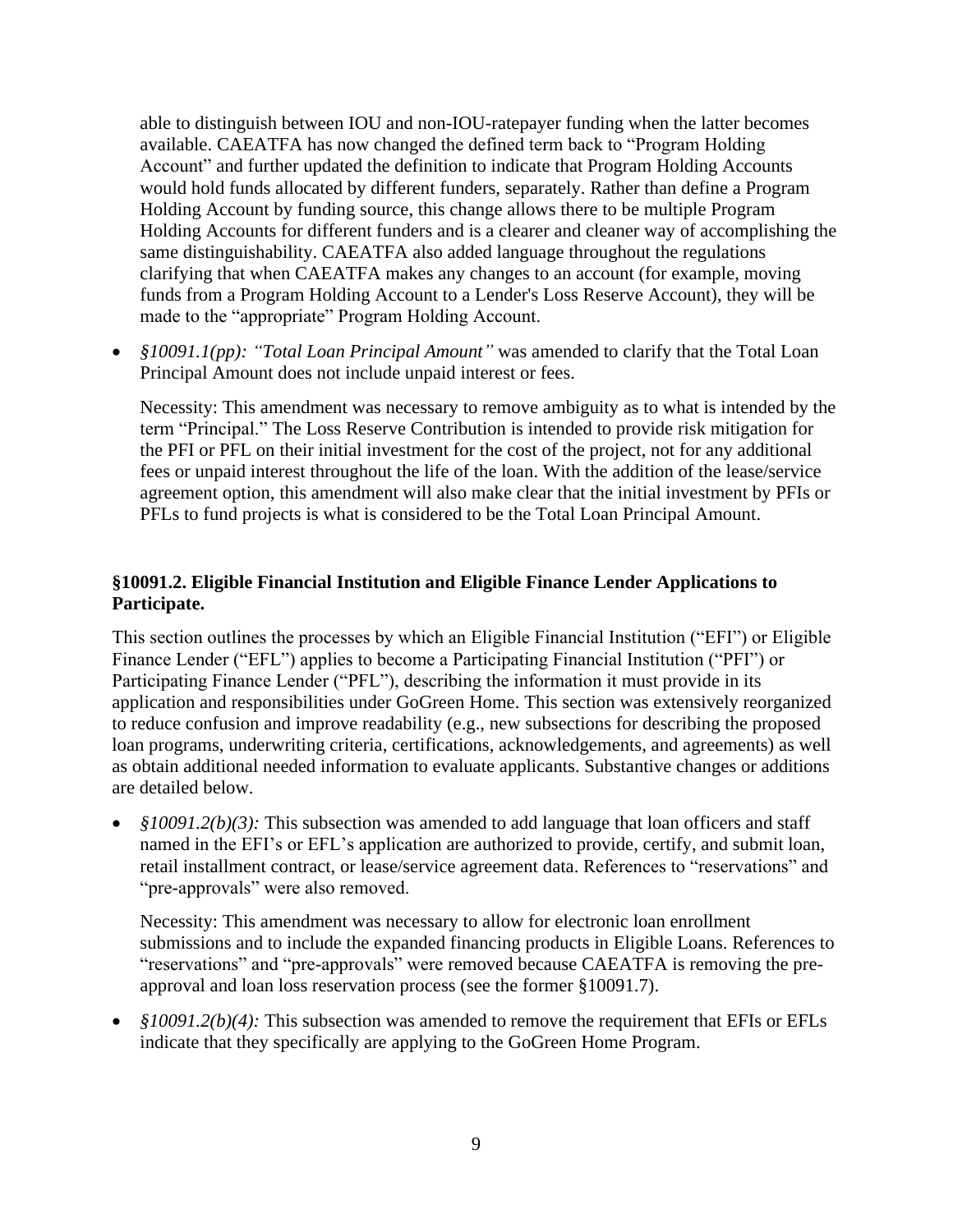able to distinguish between IOU and non-IOU-ratepayer funding when the latter becomes available. CAEATFA has now changed the defined term back to "Program Holding Account" and further updated the definition to indicate that Program Holding Accounts would hold funds allocated by different funders, separately. Rather than define a Program Holding Account by funding source, this change allows there to be multiple Program Holding Accounts for different funders and is a clearer and cleaner way of accomplishing the same distinguishability. CAEATFA also added language throughout the regulations clarifying that when CAEATFA makes any changes to an account (for example, moving funds from a Program Holding Account to a Lender's Loss Reserve Account), they will be made to the "appropriate" Program Holding Account.

- *§10091.1(pp): "Total Loan Principal Amount"* was amended to clarify that the Total Loan Principal Amount does not include unpaid interest or fees.

  Necessity: This amendment was necessary to remove ambiguity as to what is intended by the term "Principal." The Loss Reserve Contribution is intended to provide risk mitigation for the PFI or PFL on their initial investment for the cost of the project, not for any additional fees or unpaid interest throughout the life of the loan. With the addition of the lease/service agreement option, this amendment will also make clear that the initial investment by PFIs or PFLs to fund projects is what is considered to be the Total Loan Principal Amount.

### §10091.2. Eligible Financial Institution and Eligible Finance Lender Applications to Participate.

This section outlines the processes by which an Eligible Financial Institution ("EFI") or Eligible Finance Lender ("EFL") applies to become a Participating Financial Institution ("PFI") or Participating Finance Lender ("PFL"), describing the information it must provide in its application and responsibilities under GoGreen Home. This section was extensively reorganized to reduce confusion and improve readability (e.g., new subsections for describing the proposed loan programs, underwriting criteria, certifications, acknowledgements, and agreements) as well as obtain additional needed information to evaluate applicants. Substantive changes or additions are detailed below.

- *§10091.2(b)(3):* This subsection was amended to add language that loan officers and staff named in the EFI's or EFL's application are authorized to provide, certify, and submit loan, retail installment contract, or lease/service agreement data. References to "reservations" and "pre-approvals" were also removed.

  Necessity: This amendment was necessary to allow for electronic loan enrollment submissions and to include the expanded financing products in Eligible Loans. References to "reservations" and "pre-approvals" were removed because CAEATFA is removing the pre-approval and loan loss reservation process (see the former §10091.7).

- *§10091.2(b)(4):* This subsection was amended to remove the requirement that EFIs or EFLs indicate that they specifically are applying to the GoGreen Home Program.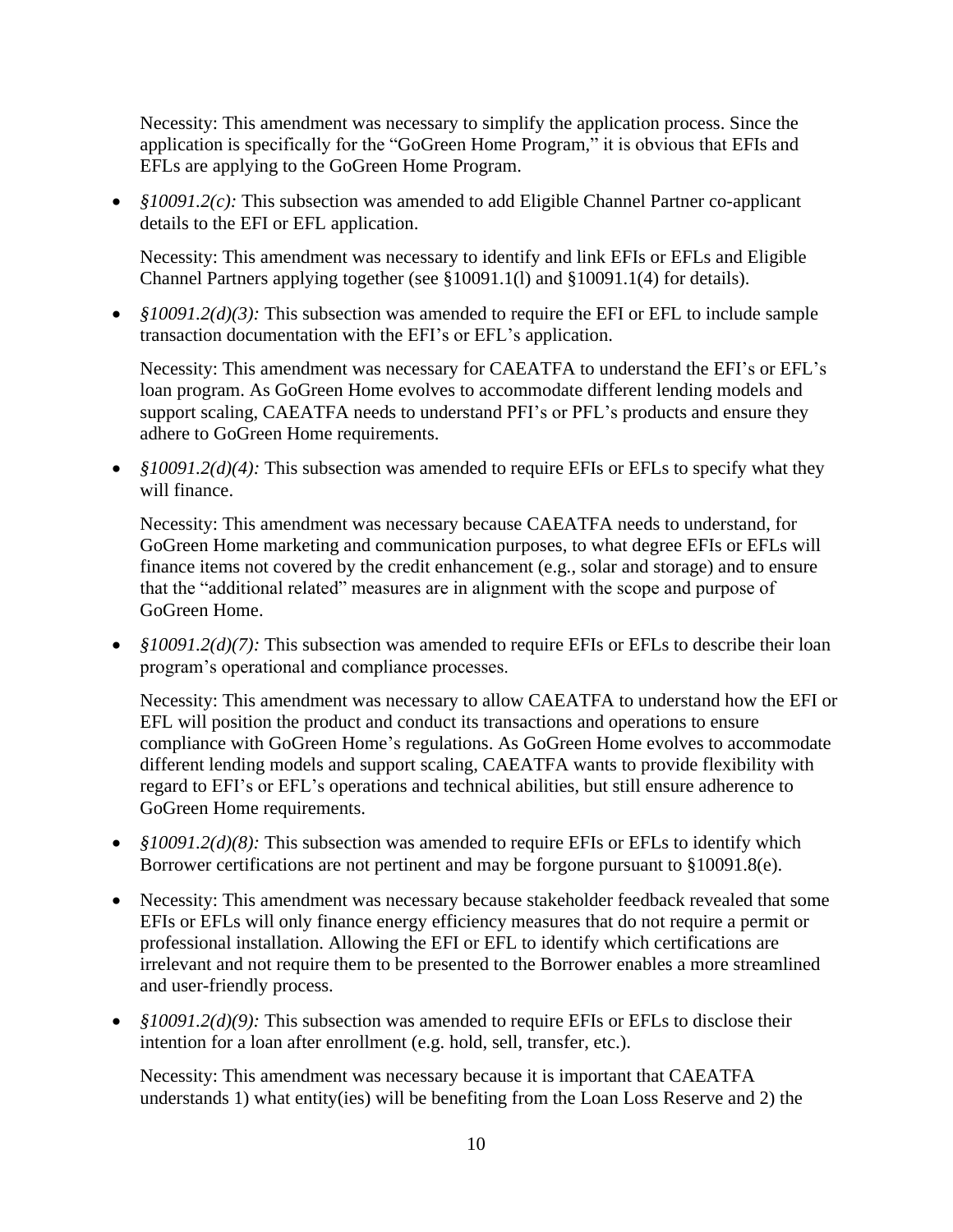Necessity: This amendment was necessary to simplify the application process. Since the application is specifically for the "GoGreen Home Program," it is obvious that EFIs and EFLs are applying to the GoGreen Home Program.

- *§10091.2(c):* This subsection was amended to add Eligible Channel Partner co-applicant details to the EFI or EFL application.

  Necessity: This amendment was necessary to identify and link EFIs or EFLs and Eligible Channel Partners applying together (see §10091.1(l) and §10091.1(4) for details).

- *§10091.2(d)(3):* This subsection was amended to require the EFI or EFL to include sample transaction documentation with the EFI's or EFL's application.

  Necessity: This amendment was necessary for CAEATFA to understand the EFI's or EFL's loan program. As GoGreen Home evolves to accommodate different lending models and support scaling, CAEATFA needs to understand PFI's or PFL's products and ensure they adhere to GoGreen Home requirements.

- *§10091.2(d)(4):* This subsection was amended to require EFIs or EFLs to specify what they will finance.

  Necessity: This amendment was necessary because CAEATFA needs to understand, for GoGreen Home marketing and communication purposes, to what degree EFIs or EFLs will finance items not covered by the credit enhancement (e.g., solar and storage) and to ensure that the "additional related" measures are in alignment with the scope and purpose of GoGreen Home.

- *§10091.2(d)(7):* This subsection was amended to require EFIs or EFLs to describe their loan program's operational and compliance processes.

  Necessity: This amendment was necessary to allow CAEATFA to understand how the EFI or EFL will position the product and conduct its transactions and operations to ensure compliance with GoGreen Home's regulations. As GoGreen Home evolves to accommodate different lending models and support scaling, CAEATFA wants to provide flexibility with regard to EFI's or EFL's operations and technical abilities, but still ensure adherence to GoGreen Home requirements.

- *§10091.2(d)(8):* This subsection was amended to require EFIs or EFLs to identify which Borrower certifications are not pertinent and may be forgone pursuant to §10091.8(e).

- Necessity: This amendment was necessary because stakeholder feedback revealed that some EFIs or EFLs will only finance energy efficiency measures that do not require a permit or professional installation. Allowing the EFI or EFL to identify which certifications are irrelevant and not require them to be presented to the Borrower enables a more streamlined and user-friendly process.

- *§10091.2(d)(9):* This subsection was amended to require EFIs or EFLs to disclose their intention for a loan after enrollment (e.g. hold, sell, transfer, etc.).

  Necessity: This amendment was necessary because it is important that CAEATFA understands 1) what entity(ies) will be benefiting from the Loan Loss Reserve and 2) the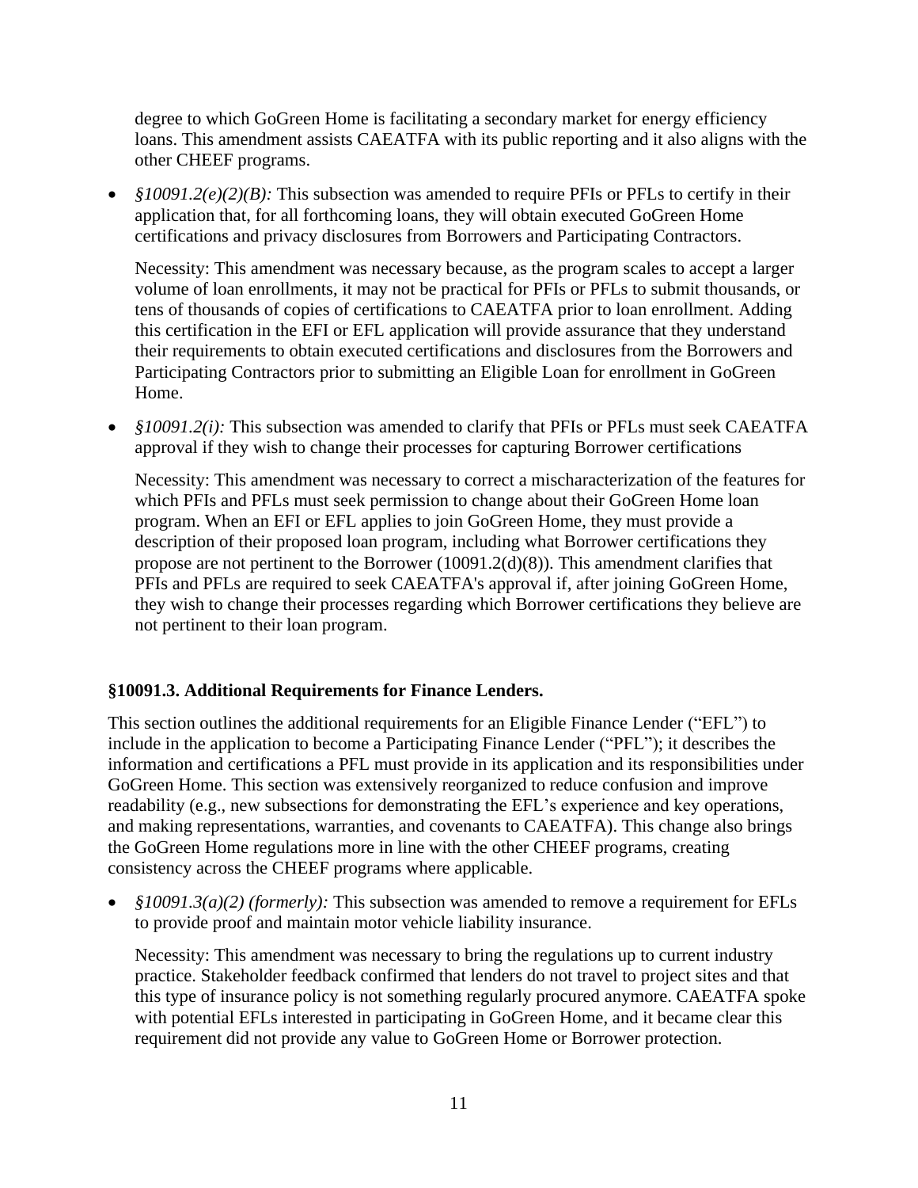degree to which GoGreen Home is facilitating a secondary market for energy efficiency loans. This amendment assists CAEATFA with its public reporting and it also aligns with the other CHEEF programs.

- *§10091.2(e)(2)(B):* This subsection was amended to require PFIs or PFLs to certify in their application that, for all forthcoming loans, they will obtain executed GoGreen Home certifications and privacy disclosures from Borrowers and Participating Contractors.

  Necessity: This amendment was necessary because, as the program scales to accept a larger volume of loan enrollments, it may not be practical for PFIs or PFLs to submit thousands, or tens of thousands of copies of certifications to CAEATFA prior to loan enrollment. Adding this certification in the EFI or EFL application will provide assurance that they understand their requirements to obtain executed certifications and disclosures from the Borrowers and Participating Contractors prior to submitting an Eligible Loan for enrollment in GoGreen Home.

- *§10091.2(i):* This subsection was amended to clarify that PFIs or PFLs must seek CAEATFA approval if they wish to change their processes for capturing Borrower certifications

  Necessity: This amendment was necessary to correct a mischaracterization of the features for which PFIs and PFLs must seek permission to change about their GoGreen Home loan program. When an EFI or EFL applies to join GoGreen Home, they must provide a description of their proposed loan program, including what Borrower certifications they propose are not pertinent to the Borrower (10091.2(d)(8)). This amendment clarifies that PFIs and PFLs are required to seek CAEATFA's approval if, after joining GoGreen Home, they wish to change their processes regarding which Borrower certifications they believe are not pertinent to their loan program.

### §10091.3. Additional Requirements for Finance Lenders.

This section outlines the additional requirements for an Eligible Finance Lender ("EFL") to include in the application to become a Participating Finance Lender ("PFL"); it describes the information and certifications a PFL must provide in its application and its responsibilities under GoGreen Home. This section was extensively reorganized to reduce confusion and improve readability (e.g., new subsections for demonstrating the EFL's experience and key operations, and making representations, warranties, and covenants to CAEATFA). This change also brings the GoGreen Home regulations more in line with the other CHEEF programs, creating consistency across the CHEEF programs where applicable.

- *§10091.3(a)(2) (formerly):* This subsection was amended to remove a requirement for EFLs to provide proof and maintain motor vehicle liability insurance.

  Necessity: This amendment was necessary to bring the regulations up to current industry practice. Stakeholder feedback confirmed that lenders do not travel to project sites and that this type of insurance policy is not something regularly procured anymore. CAEATFA spoke with potential EFLs interested in participating in GoGreen Home, and it became clear this requirement did not provide any value to GoGreen Home or Borrower protection.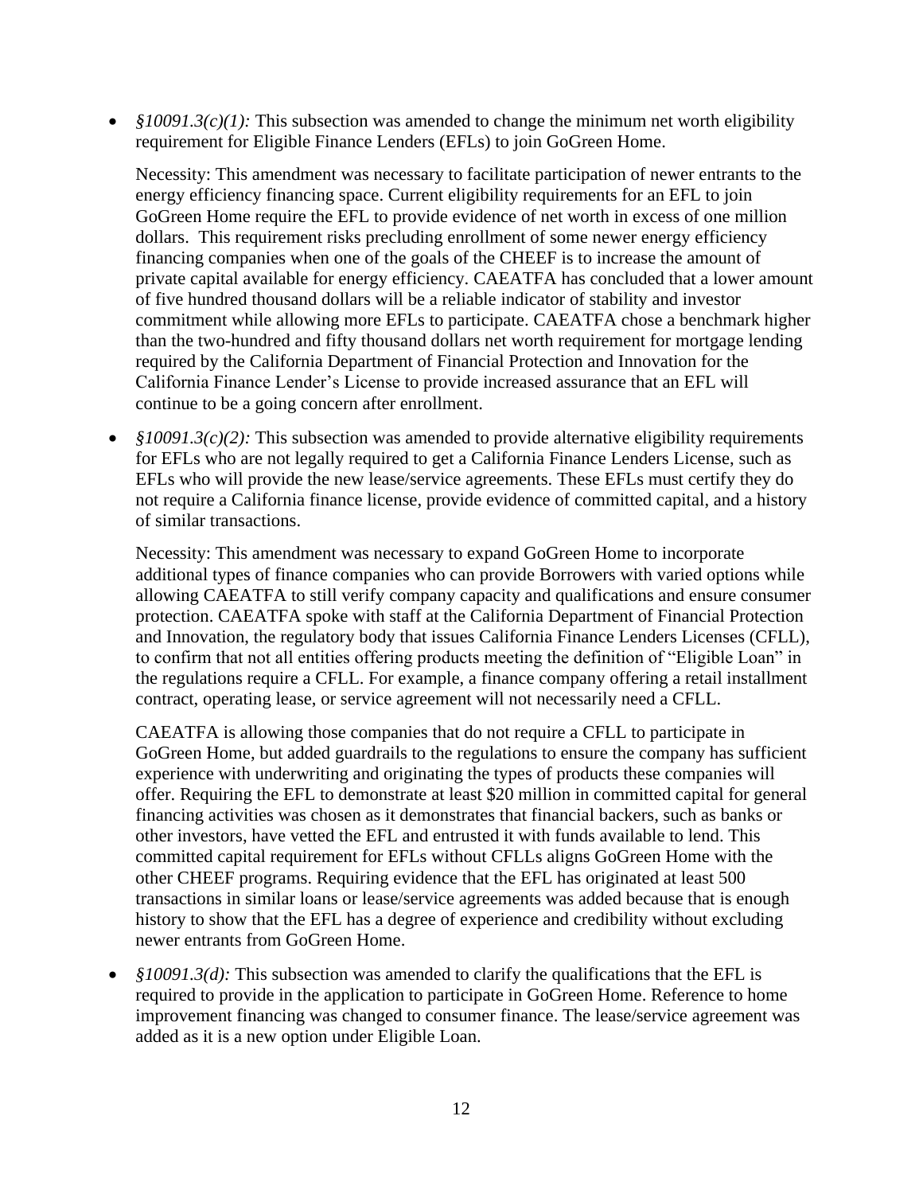- *§10091.3(c)(1):* This subsection was amended to change the minimum net worth eligibility requirement for Eligible Finance Lenders (EFLs) to join GoGreen Home.

  Necessity: This amendment was necessary to facilitate participation of newer entrants to the energy efficiency financing space. Current eligibility requirements for an EFL to join GoGreen Home require the EFL to provide evidence of net worth in excess of one million dollars. This requirement risks precluding enrollment of some newer energy efficiency financing companies when one of the goals of the CHEEF is to increase the amount of private capital available for energy efficiency. CAEATFA has concluded that a lower amount of five hundred thousand dollars will be a reliable indicator of stability and investor commitment while allowing more EFLs to participate. CAEATFA chose a benchmark higher than the two-hundred and fifty thousand dollars net worth requirement for mortgage lending required by the California Department of Financial Protection and Innovation for the California Finance Lender's License to provide increased assurance that an EFL will continue to be a going concern after enrollment.

- *§10091.3(c)(2):* This subsection was amended to provide alternative eligibility requirements for EFLs who are not legally required to get a California Finance Lenders License, such as EFLs who will provide the new lease/service agreements. These EFLs must certify they do not require a California finance license, provide evidence of committed capital, and a history of similar transactions.

  Necessity: This amendment was necessary to expand GoGreen Home to incorporate additional types of finance companies who can provide Borrowers with varied options while allowing CAEATFA to still verify company capacity and qualifications and ensure consumer protection. CAEATFA spoke with staff at the California Department of Financial Protection and Innovation, the regulatory body that issues California Finance Lenders Licenses (CFLL), to confirm that not all entities offering products meeting the definition of "Eligible Loan" in the regulations require a CFLL. For example, a finance company offering a retail installment contract, operating lease, or service agreement will not necessarily need a CFLL.

  CAEATFA is allowing those companies that do not require a CFLL to participate in GoGreen Home, but added guardrails to the regulations to ensure the company has sufficient experience with underwriting and originating the types of products these companies will offer. Requiring the EFL to demonstrate at least $20 million in committed capital for general financing activities was chosen as it demonstrates that financial backers, such as banks or other investors, have vetted the EFL and entrusted it with funds available to lend. This committed capital requirement for EFLs without CFLLs aligns GoGreen Home with the other CHEEF programs. Requiring evidence that the EFL has originated at least 500 transactions in similar loans or lease/service agreements was added because that is enough history to show that the EFL has a degree of experience and credibility without excluding newer entrants from GoGreen Home.

- *§10091.3(d):* This subsection was amended to clarify the qualifications that the EFL is required to provide in the application to participate in GoGreen Home. Reference to home improvement financing was changed to consumer finance. The lease/service agreement was added as it is a new option under Eligible Loan.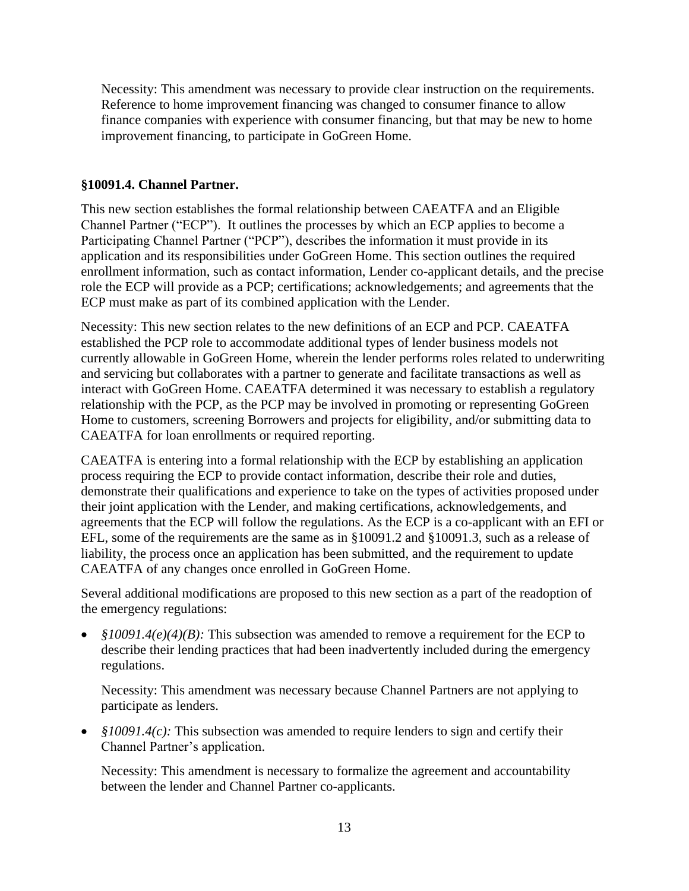Necessity: This amendment was necessary to provide clear instruction on the requirements. Reference to home improvement financing was changed to consumer finance to allow finance companies with experience with consumer financing, but that may be new to home improvement financing, to participate in GoGreen Home.

**§10091.4. Channel Partner.**

This new section establishes the formal relationship between CAEATFA and an Eligible Channel Partner ("ECP"). It outlines the processes by which an ECP applies to become a Participating Channel Partner ("PCP"), describes the information it must provide in its application and its responsibilities under GoGreen Home. This section outlines the required enrollment information, such as contact information, Lender co-applicant details, and the precise role the ECP will provide as a PCP; certifications; acknowledgements; and agreements that the ECP must make as part of its combined application with the Lender.

Necessity: This new section relates to the new definitions of an ECP and PCP. CAEATFA established the PCP role to accommodate additional types of lender business models not currently allowable in GoGreen Home, wherein the lender performs roles related to underwriting and servicing but collaborates with a partner to generate and facilitate transactions as well as interact with GoGreen Home. CAEATFA determined it was necessary to establish a regulatory relationship with the PCP, as the PCP may be involved in promoting or representing GoGreen Home to customers, screening Borrowers and projects for eligibility, and/or submitting data to CAEATFA for loan enrollments or required reporting.

CAEATFA is entering into a formal relationship with the ECP by establishing an application process requiring the ECP to provide contact information, describe their role and duties, demonstrate their qualifications and experience to take on the types of activities proposed under their joint application with the Lender, and making certifications, acknowledgements, and agreements that the ECP will follow the regulations. As the ECP is a co-applicant with an EFI or EFL, some of the requirements are the same as in §10091.2 and §10091.3, such as a release of liability, the process once an application has been submitted, and the requirement to update CAEATFA of any changes once enrolled in GoGreen Home.

Several additional modifications are proposed to this new section as a part of the readoption of the emergency regulations:

- *§10091.4(e)(4)(B):* This subsection was amended to remove a requirement for the ECP to describe their lending practices that had been inadvertently included during the emergency regulations.

  Necessity: This amendment was necessary because Channel Partners are not applying to participate as lenders.

- *§10091.4(c):* This subsection was amended to require lenders to sign and certify their Channel Partner's application.

  Necessity: This amendment is necessary to formalize the agreement and accountability between the lender and Channel Partner co-applicants.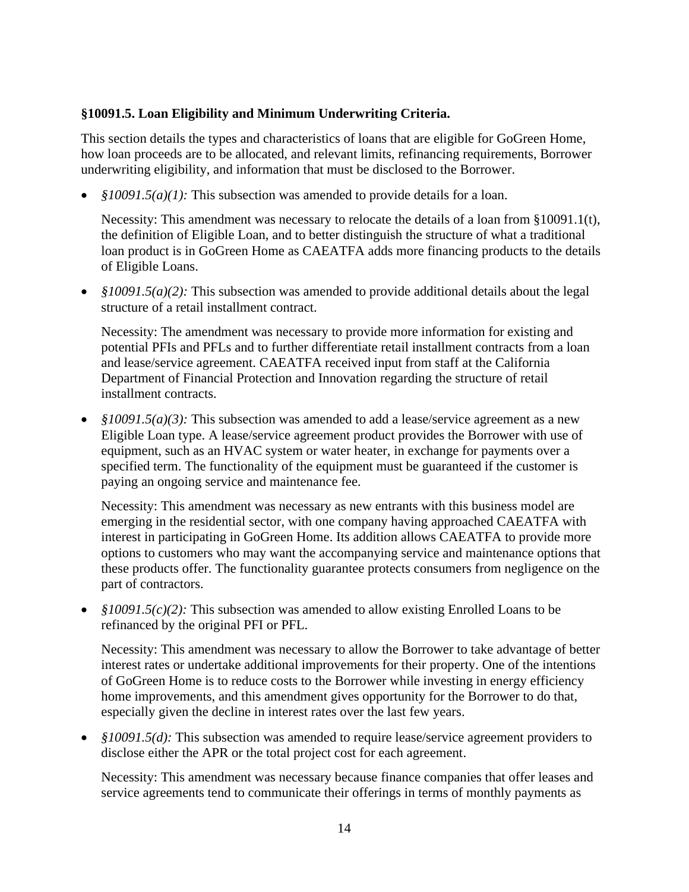**§10091.5. Loan Eligibility and Minimum Underwriting Criteria.**

This section details the types and characteristics of loans that are eligible for GoGreen Home, how loan proceeds are to be allocated, and relevant limits, refinancing requirements, Borrower underwriting eligibility, and information that must be disclosed to the Borrower.

- *§10091.5(a)(1):* This subsection was amended to provide details for a loan.

  Necessity: This amendment was necessary to relocate the details of a loan from §10091.1(t), the definition of Eligible Loan, and to better distinguish the structure of what a traditional loan product is in GoGreen Home as CAEATFA adds more financing products to the details of Eligible Loans.

- *§10091.5(a)(2):* This subsection was amended to provide additional details about the legal structure of a retail installment contract.

  Necessity: The amendment was necessary to provide more information for existing and potential PFIs and PFLs and to further differentiate retail installment contracts from a loan and lease/service agreement. CAEATFA received input from staff at the California Department of Financial Protection and Innovation regarding the structure of retail installment contracts.

- *§10091.5(a)(3):* This subsection was amended to add a lease/service agreement as a new Eligible Loan type. A lease/service agreement product provides the Borrower with use of equipment, such as an HVAC system or water heater, in exchange for payments over a specified term. The functionality of the equipment must be guaranteed if the customer is paying an ongoing service and maintenance fee.

  Necessity: This amendment was necessary as new entrants with this business model are emerging in the residential sector, with one company having approached CAEATFA with interest in participating in GoGreen Home. Its addition allows CAEATFA to provide more options to customers who may want the accompanying service and maintenance options that these products offer. The functionality guarantee protects consumers from negligence on the part of contractors.

- *§10091.5(c)(2):* This subsection was amended to allow existing Enrolled Loans to be refinanced by the original PFI or PFL.

  Necessity: This amendment was necessary to allow the Borrower to take advantage of better interest rates or undertake additional improvements for their property. One of the intentions of GoGreen Home is to reduce costs to the Borrower while investing in energy efficiency home improvements, and this amendment gives opportunity for the Borrower to do that, especially given the decline in interest rates over the last few years.

- *§10091.5(d):* This subsection was amended to require lease/service agreement providers to disclose either the APR or the total project cost for each agreement.

  Necessity: This amendment was necessary because finance companies that offer leases and service agreements tend to communicate their offerings in terms of monthly payments as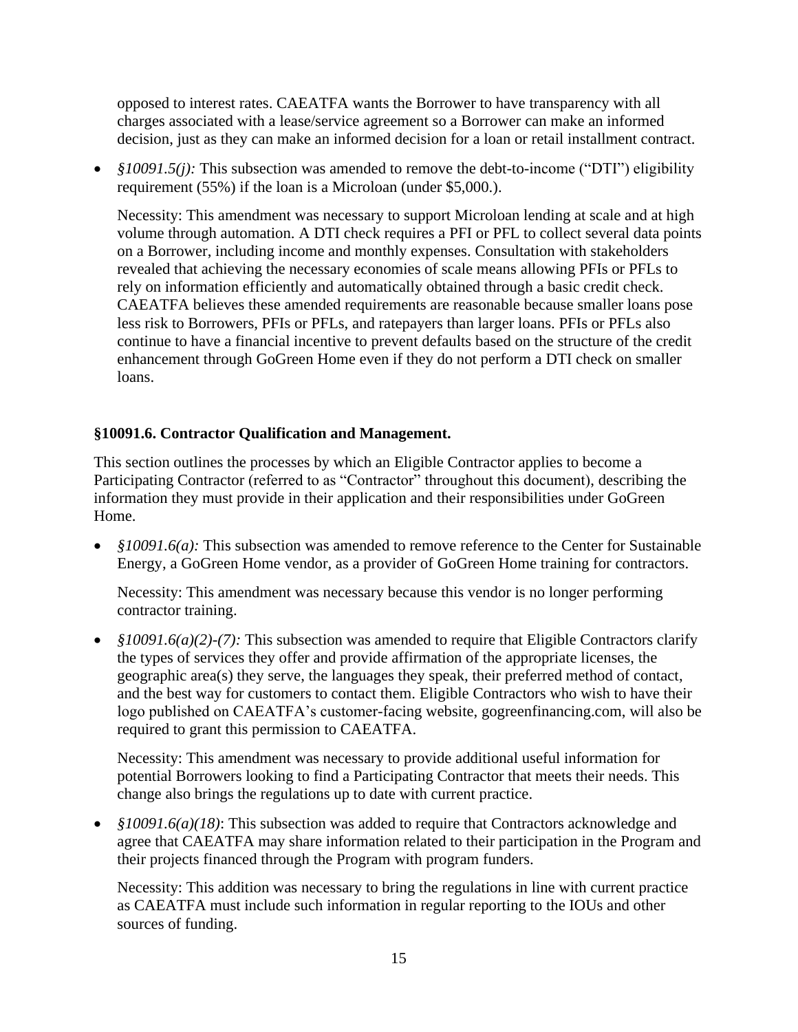opposed to interest rates. CAEATFA wants the Borrower to have transparency with all charges associated with a lease/service agreement so a Borrower can make an informed decision, just as they can make an informed decision for a loan or retail installment contract.

- *§10091.5(j):* This subsection was amended to remove the debt-to-income ("DTI") eligibility requirement (55%) if the loan is a Microloan (under $5,000.).

  Necessity: This amendment was necessary to support Microloan lending at scale and at high volume through automation. A DTI check requires a PFI or PFL to collect several data points on a Borrower, including income and monthly expenses. Consultation with stakeholders revealed that achieving the necessary economies of scale means allowing PFIs or PFLs to rely on information efficiently and automatically obtained through a basic credit check. CAEATFA believes these amended requirements are reasonable because smaller loans pose less risk to Borrowers, PFIs or PFLs, and ratepayers than larger loans. PFIs or PFLs also continue to have a financial incentive to prevent defaults based on the structure of the credit enhancement through GoGreen Home even if they do not perform a DTI check on smaller loans.

### §10091.6. Contractor Qualification and Management.

This section outlines the processes by which an Eligible Contractor applies to become a Participating Contractor (referred to as "Contractor" throughout this document), describing the information they must provide in their application and their responsibilities under GoGreen Home.

- *§10091.6(a):* This subsection was amended to remove reference to the Center for Sustainable Energy, a GoGreen Home vendor, as a provider of GoGreen Home training for contractors.

  Necessity: This amendment was necessary because this vendor is no longer performing contractor training.

- *§10091.6(a)(2)-(7):* This subsection was amended to require that Eligible Contractors clarify the types of services they offer and provide affirmation of the appropriate licenses, the geographic area(s) they serve, the languages they speak, their preferred method of contact, and the best way for customers to contact them. Eligible Contractors who wish to have their logo published on CAEATFA's customer-facing website, gogreenfinancing.com, will also be required to grant this permission to CAEATFA.

  Necessity: This amendment was necessary to provide additional useful information for potential Borrowers looking to find a Participating Contractor that meets their needs. This change also brings the regulations up to date with current practice.

- *§10091.6(a)(18)*: This subsection was added to require that Contractors acknowledge and agree that CAEATFA may share information related to their participation in the Program and their projects financed through the Program with program funders.

  Necessity: This addition was necessary to bring the regulations in line with current practice as CAEATFA must include such information in regular reporting to the IOUs and other sources of funding.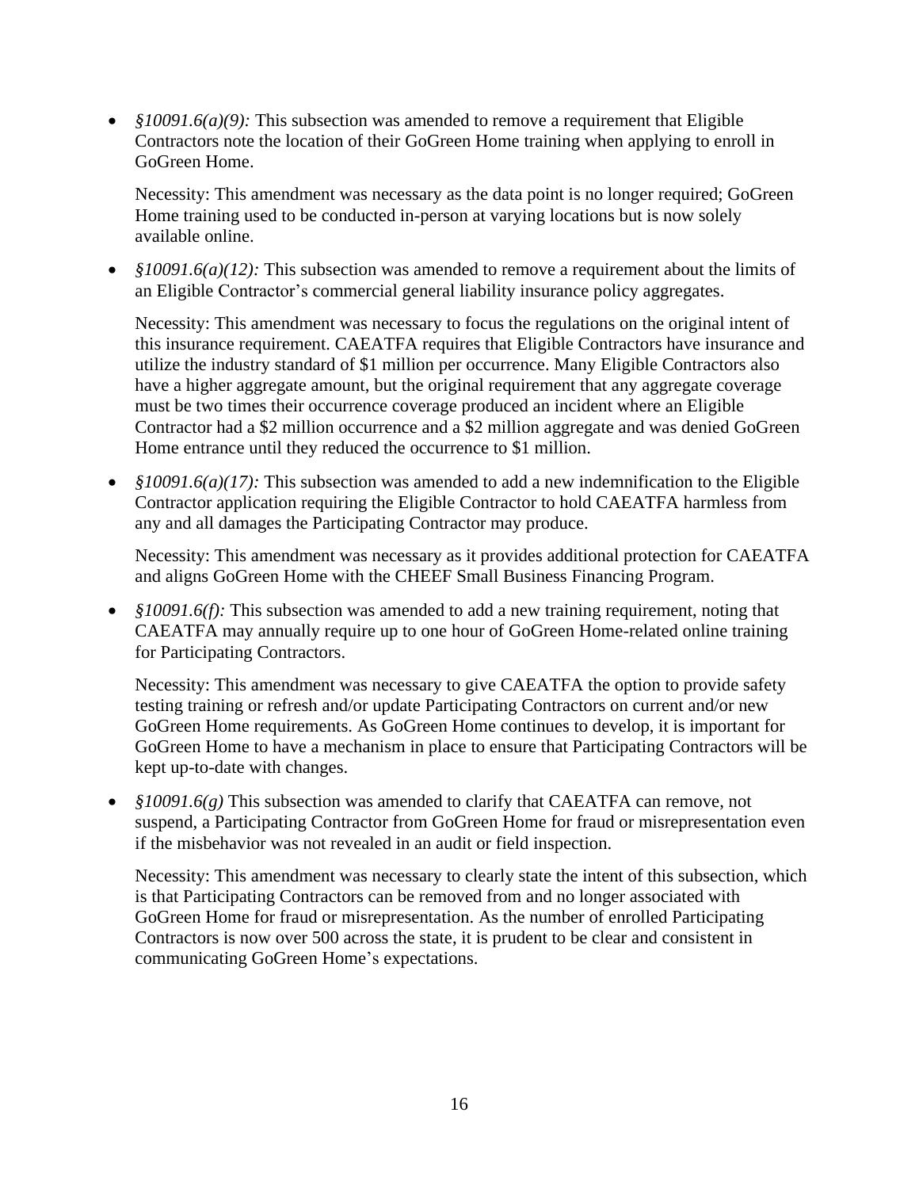- *§10091.6(a)(9):* This subsection was amended to remove a requirement that Eligible Contractors note the location of their GoGreen Home training when applying to enroll in GoGreen Home.

  Necessity: This amendment was necessary as the data point is no longer required; GoGreen Home training used to be conducted in-person at varying locations but is now solely available online.

- *§10091.6(a)(12):* This subsection was amended to remove a requirement about the limits of an Eligible Contractor's commercial general liability insurance policy aggregates.

  Necessity: This amendment was necessary to focus the regulations on the original intent of this insurance requirement. CAEATFA requires that Eligible Contractors have insurance and utilize the industry standard of $1 million per occurrence. Many Eligible Contractors also have a higher aggregate amount, but the original requirement that any aggregate coverage must be two times their occurrence coverage produced an incident where an Eligible Contractor had a $2 million occurrence and a $2 million aggregate and was denied GoGreen Home entrance until they reduced the occurrence to $1 million.

- *§10091.6(a)(17):* This subsection was amended to add a new indemnification to the Eligible Contractor application requiring the Eligible Contractor to hold CAEATFA harmless from any and all damages the Participating Contractor may produce.

  Necessity: This amendment was necessary as it provides additional protection for CAEATFA and aligns GoGreen Home with the CHEEF Small Business Financing Program.

- *§10091.6(f):* This subsection was amended to add a new training requirement, noting that CAEATFA may annually require up to one hour of GoGreen Home-related online training for Participating Contractors.

  Necessity: This amendment was necessary to give CAEATFA the option to provide safety testing training or refresh and/or update Participating Contractors on current and/or new GoGreen Home requirements. As GoGreen Home continues to develop, it is important for GoGreen Home to have a mechanism in place to ensure that Participating Contractors will be kept up-to-date with changes.

- *§10091.6(g)* This subsection was amended to clarify that CAEATFA can remove, not suspend, a Participating Contractor from GoGreen Home for fraud or misrepresentation even if the misbehavior was not revealed in an audit or field inspection.

  Necessity: This amendment was necessary to clearly state the intent of this subsection, which is that Participating Contractors can be removed from and no longer associated with GoGreen Home for fraud or misrepresentation. As the number of enrolled Participating Contractors is now over 500 across the state, it is prudent to be clear and consistent in communicating GoGreen Home's expectations.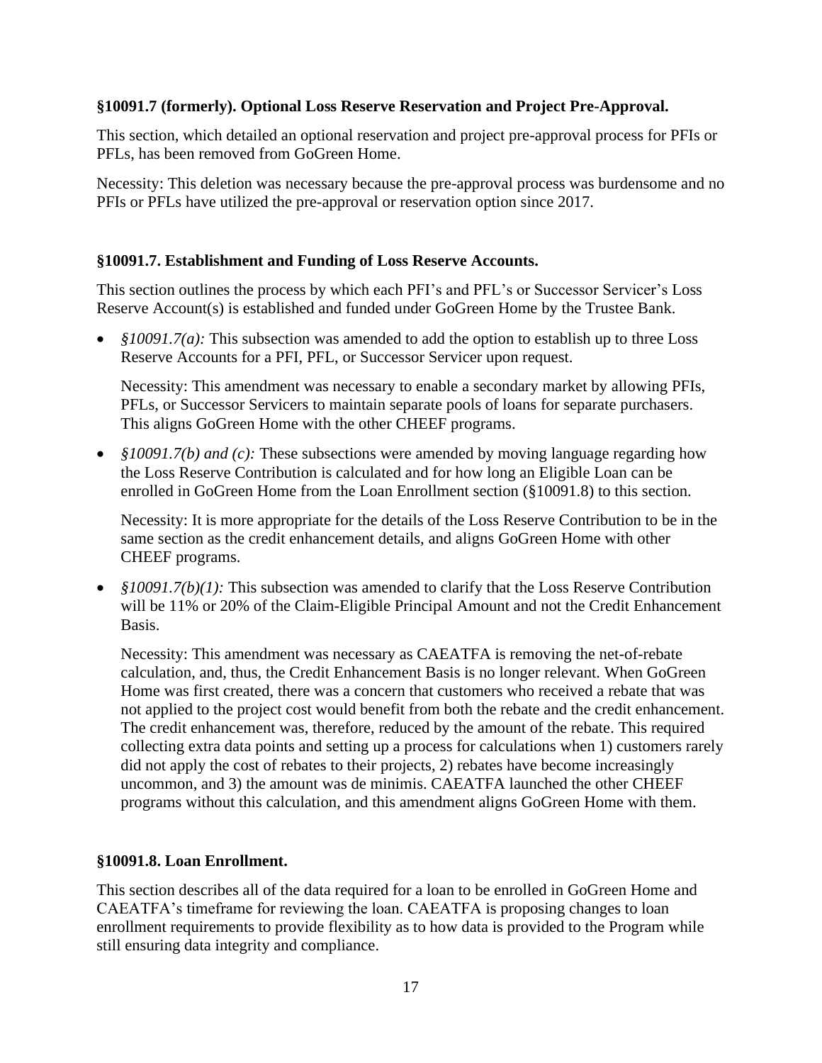**§10091.7 (formerly). Optional Loss Reserve Reservation and Project Pre-Approval.**

This section, which detailed an optional reservation and project pre-approval process for PFIs or PFLs, has been removed from GoGreen Home.

Necessity: This deletion was necessary because the pre-approval process was burdensome and no PFIs or PFLs have utilized the pre-approval or reservation option since 2017.

**§10091.7. Establishment and Funding of Loss Reserve Accounts.**

This section outlines the process by which each PFI's and PFL's or Successor Servicer's Loss Reserve Account(s) is established and funded under GoGreen Home by the Trustee Bank.

- *§10091.7(a):* This subsection was amended to add the option to establish up to three Loss Reserve Accounts for a PFI, PFL, or Successor Servicer upon request.

  Necessity: This amendment was necessary to enable a secondary market by allowing PFIs, PFLs, or Successor Servicers to maintain separate pools of loans for separate purchasers. This aligns GoGreen Home with the other CHEEF programs.

- *§10091.7(b) and (c):* These subsections were amended by moving language regarding how the Loss Reserve Contribution is calculated and for how long an Eligible Loan can be enrolled in GoGreen Home from the Loan Enrollment section (§10091.8) to this section.

  Necessity: It is more appropriate for the details of the Loss Reserve Contribution to be in the same section as the credit enhancement details, and aligns GoGreen Home with other CHEEF programs.

- *§10091.7(b)(1):* This subsection was amended to clarify that the Loss Reserve Contribution will be 11% or 20% of the Claim-Eligible Principal Amount and not the Credit Enhancement Basis.

  Necessity: This amendment was necessary as CAEATFA is removing the net-of-rebate calculation, and, thus, the Credit Enhancement Basis is no longer relevant. When GoGreen Home was first created, there was a concern that customers who received a rebate that was not applied to the project cost would benefit from both the rebate and the credit enhancement. The credit enhancement was, therefore, reduced by the amount of the rebate. This required collecting extra data points and setting up a process for calculations when 1) customers rarely did not apply the cost of rebates to their projects, 2) rebates have become increasingly uncommon, and 3) the amount was de minimis. CAEATFA launched the other CHEEF programs without this calculation, and this amendment aligns GoGreen Home with them.

**§10091.8. Loan Enrollment.**

This section describes all of the data required for a loan to be enrolled in GoGreen Home and CAEATFA's timeframe for reviewing the loan. CAEATFA is proposing changes to loan enrollment requirements to provide flexibility as to how data is provided to the Program while still ensuring data integrity and compliance.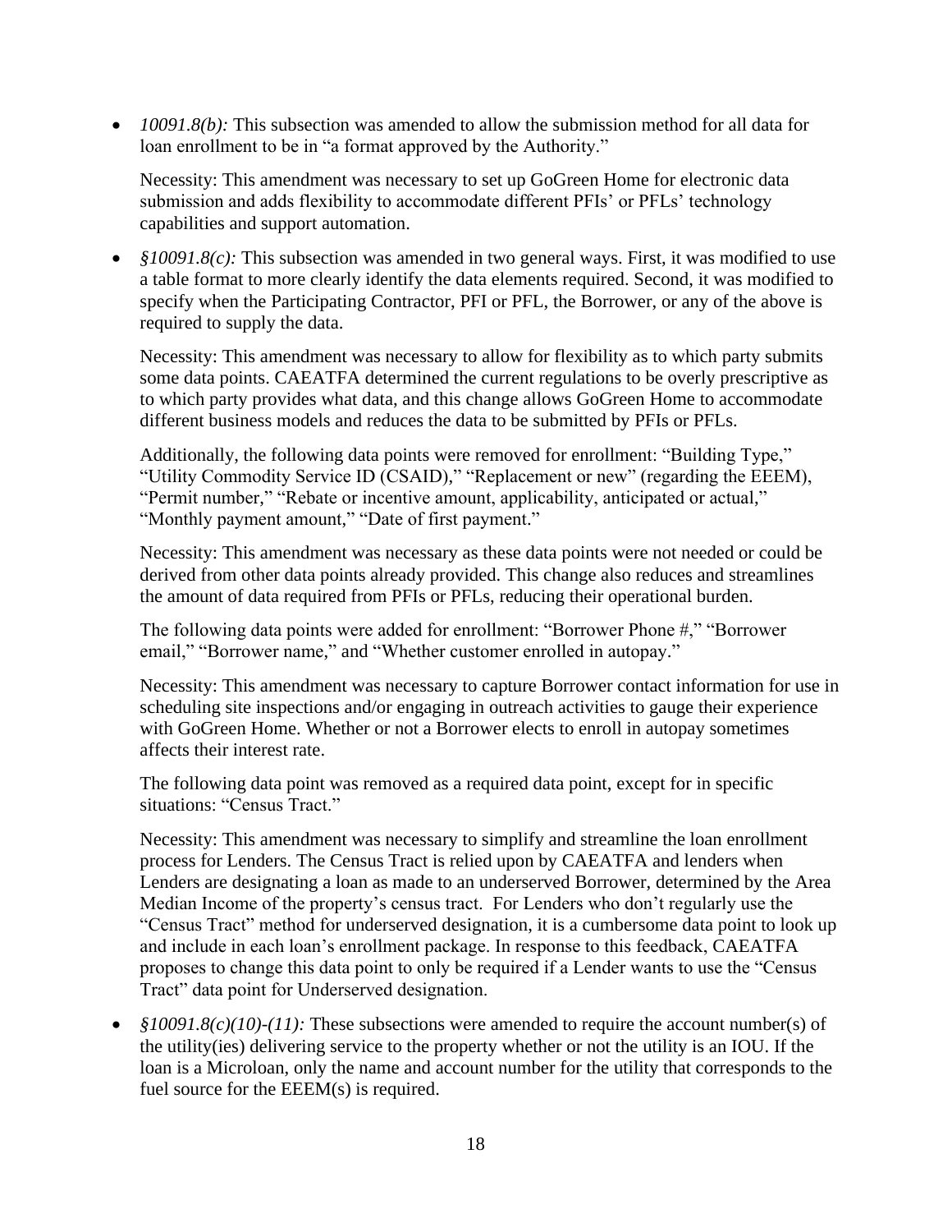- *10091.8(b):* This subsection was amended to allow the submission method for all data for loan enrollment to be in "a format approved by the Authority."

  Necessity: This amendment was necessary to set up GoGreen Home for electronic data submission and adds flexibility to accommodate different PFIs' or PFLs' technology capabilities and support automation.

- *§10091.8(c):* This subsection was amended in two general ways. First, it was modified to use a table format to more clearly identify the data elements required. Second, it was modified to specify when the Participating Contractor, PFI or PFL, the Borrower, or any of the above is required to supply the data.

  Necessity: This amendment was necessary to allow for flexibility as to which party submits some data points. CAEATFA determined the current regulations to be overly prescriptive as to which party provides what data, and this change allows GoGreen Home to accommodate different business models and reduces the data to be submitted by PFIs or PFLs.

  Additionally, the following data points were removed for enrollment: "Building Type," "Utility Commodity Service ID (CSAID)," "Replacement or new" (regarding the EEEM), "Permit number," "Rebate or incentive amount, applicability, anticipated or actual," "Monthly payment amount," "Date of first payment."

  Necessity: This amendment was necessary as these data points were not needed or could be derived from other data points already provided. This change also reduces and streamlines the amount of data required from PFIs or PFLs, reducing their operational burden.

  The following data points were added for enrollment: "Borrower Phone #," "Borrower email," "Borrower name," and "Whether customer enrolled in autopay."

  Necessity: This amendment was necessary to capture Borrower contact information for use in scheduling site inspections and/or engaging in outreach activities to gauge their experience with GoGreen Home. Whether or not a Borrower elects to enroll in autopay sometimes affects their interest rate.

  The following data point was removed as a required data point, except for in specific situations: "Census Tract."

  Necessity: This amendment was necessary to simplify and streamline the loan enrollment process for Lenders. The Census Tract is relied upon by CAEATFA and lenders when Lenders are designating a loan as made to an underserved Borrower, determined by the Area Median Income of the property's census tract. For Lenders who don't regularly use the "Census Tract" method for underserved designation, it is a cumbersome data point to look up and include in each loan's enrollment package. In response to this feedback, CAEATFA proposes to change this data point to only be required if a Lender wants to use the "Census Tract" data point for Underserved designation.

- *§10091.8(c)(10)-(11):* These subsections were amended to require the account number(s) of the utility(ies) delivering service to the property whether or not the utility is an IOU. If the loan is a Microloan, only the name and account number for the utility that corresponds to the fuel source for the EEEM(s) is required.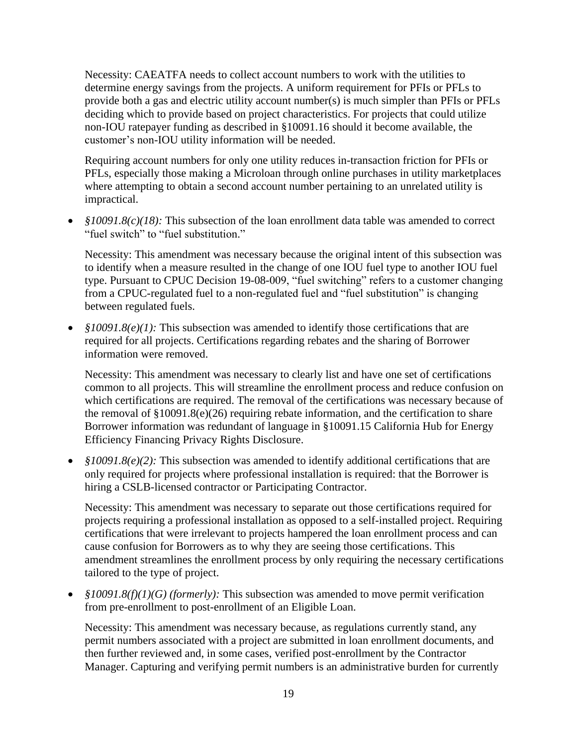Necessity: CAEATFA needs to collect account numbers to work with the utilities to determine energy savings from the projects. A uniform requirement for PFIs or PFLs to provide both a gas and electric utility account number(s) is much simpler than PFIs or PFLs deciding which to provide based on project characteristics. For projects that could utilize non-IOU ratepayer funding as described in §10091.16 should it become available, the customer's non-IOU utility information will be needed.

Requiring account numbers for only one utility reduces in-transaction friction for PFIs or PFLs, especially those making a Microloan through online purchases in utility marketplaces where attempting to obtain a second account number pertaining to an unrelated utility is impractical.

- *§10091.8(c)(18):* This subsection of the loan enrollment data table was amended to correct "fuel switch" to "fuel substitution."

  Necessity: This amendment was necessary because the original intent of this subsection was to identify when a measure resulted in the change of one IOU fuel type to another IOU fuel type. Pursuant to CPUC Decision 19-08-009, "fuel switching" refers to a customer changing from a CPUC-regulated fuel to a non-regulated fuel and "fuel substitution" is changing between regulated fuels.

- *§10091.8(e)(1):* This subsection was amended to identify those certifications that are required for all projects. Certifications regarding rebates and the sharing of Borrower information were removed.

  Necessity: This amendment was necessary to clearly list and have one set of certifications common to all projects. This will streamline the enrollment process and reduce confusion on which certifications are required. The removal of the certifications was necessary because of the removal of §10091.8(e)(26) requiring rebate information, and the certification to share Borrower information was redundant of language in §10091.15 California Hub for Energy Efficiency Financing Privacy Rights Disclosure.

- *§10091.8(e)(2):* This subsection was amended to identify additional certifications that are only required for projects where professional installation is required: that the Borrower is hiring a CSLB-licensed contractor or Participating Contractor.

  Necessity: This amendment was necessary to separate out those certifications required for projects requiring a professional installation as opposed to a self-installed project. Requiring certifications that were irrelevant to projects hampered the loan enrollment process and can cause confusion for Borrowers as to why they are seeing those certifications. This amendment streamlines the enrollment process by only requiring the necessary certifications tailored to the type of project.

- *§10091.8(f)(1)(G) (formerly):* This subsection was amended to move permit verification from pre-enrollment to post-enrollment of an Eligible Loan.

  Necessity: This amendment was necessary because, as regulations currently stand, any permit numbers associated with a project are submitted in loan enrollment documents, and then further reviewed and, in some cases, verified post-enrollment by the Contractor Manager. Capturing and verifying permit numbers is an administrative burden for currently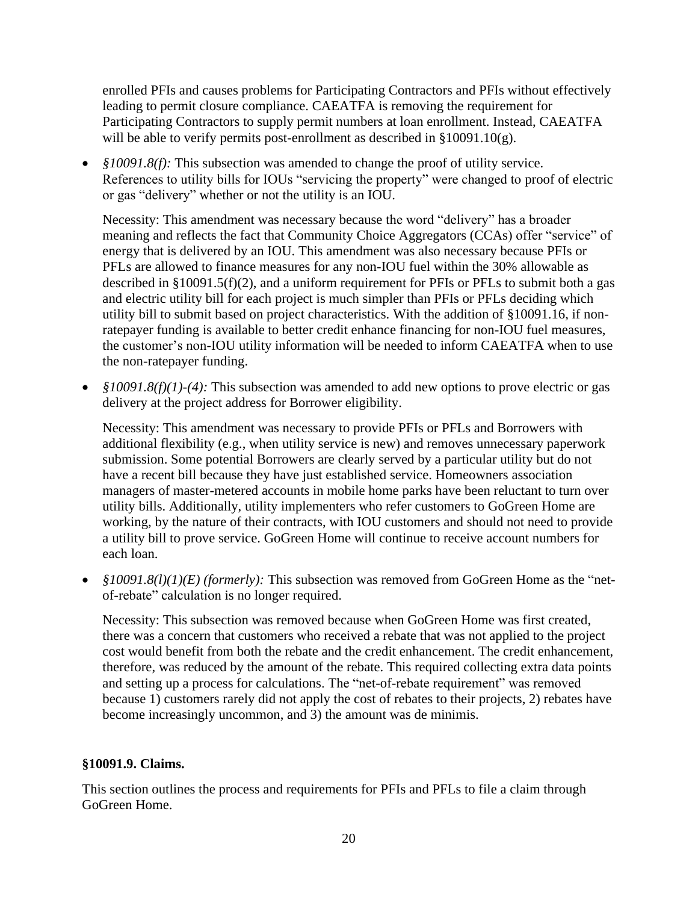enrolled PFIs and causes problems for Participating Contractors and PFIs without effectively leading to permit closure compliance. CAEATFA is removing the requirement for Participating Contractors to supply permit numbers at loan enrollment. Instead, CAEATFA will be able to verify permits post-enrollment as described in §10091.10(g).

- *§10091.8(f):* This subsection was amended to change the proof of utility service. References to utility bills for IOUs "servicing the property" were changed to proof of electric or gas "delivery" whether or not the utility is an IOU.

  Necessity: This amendment was necessary because the word "delivery" has a broader meaning and reflects the fact that Community Choice Aggregators (CCAs) offer "service" of energy that is delivered by an IOU. This amendment was also necessary because PFIs or PFLs are allowed to finance measures for any non-IOU fuel within the 30% allowable as described in §10091.5(f)(2), and a uniform requirement for PFIs or PFLs to submit both a gas and electric utility bill for each project is much simpler than PFIs or PFLs deciding which utility bill to submit based on project characteristics. With the addition of §10091.16, if non-ratepayer funding is available to better credit enhance financing for non-IOU fuel measures, the customer's non-IOU utility information will be needed to inform CAEATFA when to use the non-ratepayer funding.

- *§10091.8(f)(1)-(4):* This subsection was amended to add new options to prove electric or gas delivery at the project address for Borrower eligibility.

  Necessity: This amendment was necessary to provide PFIs or PFLs and Borrowers with additional flexibility (e.g., when utility service is new) and removes unnecessary paperwork submission. Some potential Borrowers are clearly served by a particular utility but do not have a recent bill because they have just established service. Homeowners association managers of master-metered accounts in mobile home parks have been reluctant to turn over utility bills. Additionally, utility implementers who refer customers to GoGreen Home are working, by the nature of their contracts, with IOU customers and should not need to provide a utility bill to prove service. GoGreen Home will continue to receive account numbers for each loan.

- *§10091.8(l)(1)(E) (formerly):* This subsection was removed from GoGreen Home as the "net-of-rebate" calculation is no longer required.

  Necessity: This subsection was removed because when GoGreen Home was first created, there was a concern that customers who received a rebate that was not applied to the project cost would benefit from both the rebate and the credit enhancement. The credit enhancement, therefore, was reduced by the amount of the rebate. This required collecting extra data points and setting up a process for calculations. The "net-of-rebate requirement" was removed because 1) customers rarely did not apply the cost of rebates to their projects, 2) rebates have become increasingly uncommon, and 3) the amount was de minimis.

**§10091.9. Claims.**

This section outlines the process and requirements for PFIs and PFLs to file a claim through GoGreen Home.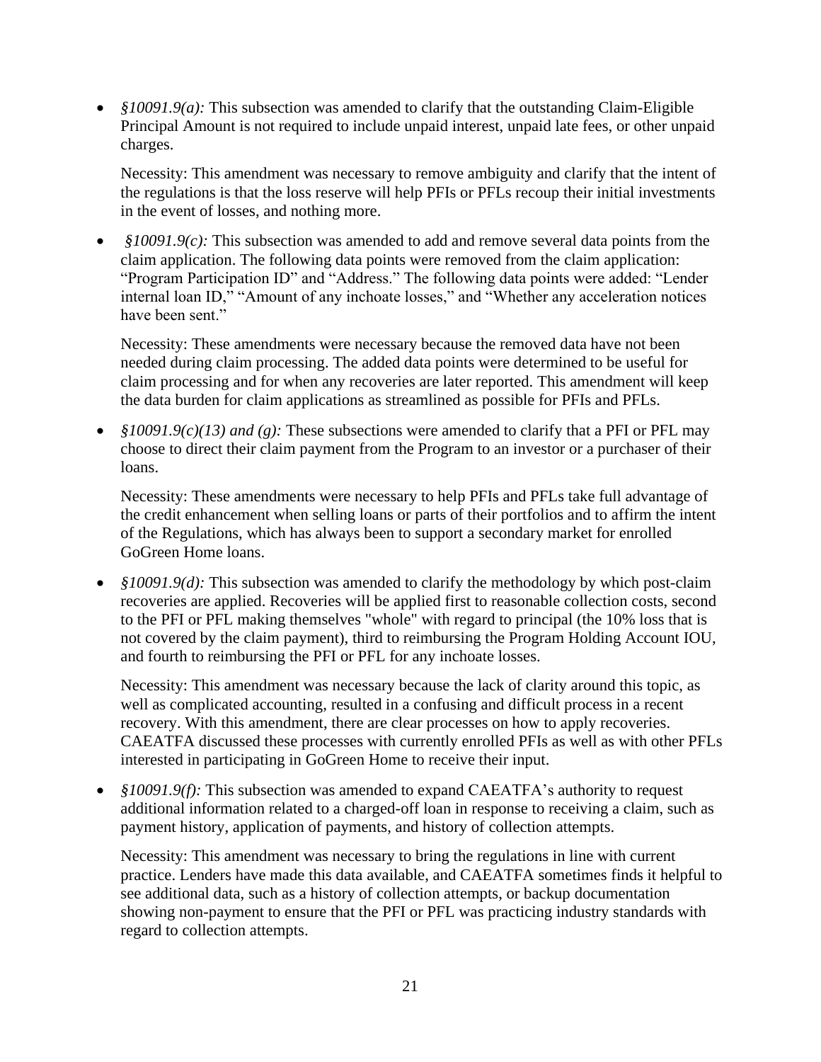- *§10091.9(a):* This subsection was amended to clarify that the outstanding Claim-Eligible Principal Amount is not required to include unpaid interest, unpaid late fees, or other unpaid charges.

  Necessity: This amendment was necessary to remove ambiguity and clarify that the intent of the regulations is that the loss reserve will help PFIs or PFLs recoup their initial investments in the event of losses, and nothing more.

- *§10091.9(c):* This subsection was amended to add and remove several data points from the claim application. The following data points were removed from the claim application: "Program Participation ID" and "Address." The following data points were added: "Lender internal loan ID," "Amount of any inchoate losses," and "Whether any acceleration notices have been sent."

  Necessity: These amendments were necessary because the removed data have not been needed during claim processing. The added data points were determined to be useful for claim processing and for when any recoveries are later reported. This amendment will keep the data burden for claim applications as streamlined as possible for PFIs and PFLs.

- *§10091.9(c)(13) and (g):* These subsections were amended to clarify that a PFI or PFL may choose to direct their claim payment from the Program to an investor or a purchaser of their loans.

  Necessity: These amendments were necessary to help PFIs and PFLs take full advantage of the credit enhancement when selling loans or parts of their portfolios and to affirm the intent of the Regulations, which has always been to support a secondary market for enrolled GoGreen Home loans.

- *§10091.9(d):* This subsection was amended to clarify the methodology by which post-claim recoveries are applied. Recoveries will be applied first to reasonable collection costs, second to the PFI or PFL making themselves "whole" with regard to principal (the 10% loss that is not covered by the claim payment), third to reimbursing the Program Holding Account IOU, and fourth to reimbursing the PFI or PFL for any inchoate losses.

  Necessity: This amendment was necessary because the lack of clarity around this topic, as well as complicated accounting, resulted in a confusing and difficult process in a recent recovery. With this amendment, there are clear processes on how to apply recoveries. CAEATFA discussed these processes with currently enrolled PFIs as well as with other PFLs interested in participating in GoGreen Home to receive their input.

- *§10091.9(f):* This subsection was amended to expand CAEATFA's authority to request additional information related to a charged-off loan in response to receiving a claim, such as payment history, application of payments, and history of collection attempts.

  Necessity: This amendment was necessary to bring the regulations in line with current practice. Lenders have made this data available, and CAEATFA sometimes finds it helpful to see additional data, such as a history of collection attempts, or backup documentation showing non-payment to ensure that the PFI or PFL was practicing industry standards with regard to collection attempts.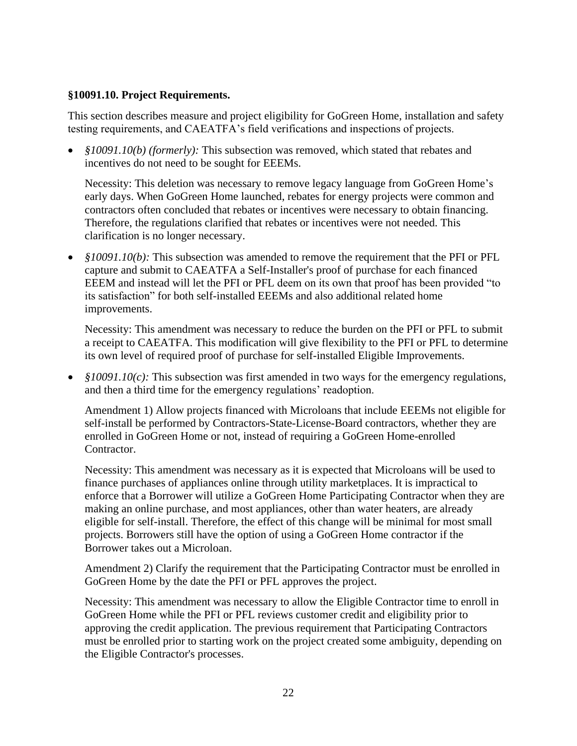**§10091.10. Project Requirements.**

This section describes measure and project eligibility for GoGreen Home, installation and safety testing requirements, and CAEATFA's field verifications and inspections of projects.

- *§10091.10(b) (formerly):* This subsection was removed, which stated that rebates and incentives do not need to be sought for EEEMs.

  Necessity: This deletion was necessary to remove legacy language from GoGreen Home's early days. When GoGreen Home launched, rebates for energy projects were common and contractors often concluded that rebates or incentives were necessary to obtain financing. Therefore, the regulations clarified that rebates or incentives were not needed. This clarification is no longer necessary.

- *§10091.10(b):* This subsection was amended to remove the requirement that the PFI or PFL capture and submit to CAEATFA a Self-Installer's proof of purchase for each financed EEEM and instead will let the PFI or PFL deem on its own that proof has been provided "to its satisfaction" for both self-installed EEEMs and also additional related home improvements.

  Necessity: This amendment was necessary to reduce the burden on the PFI or PFL to submit a receipt to CAEATFA. This modification will give flexibility to the PFI or PFL to determine its own level of required proof of purchase for self-installed Eligible Improvements.

- *§10091.10(c):* This subsection was first amended in two ways for the emergency regulations, and then a third time for the emergency regulations' readoption.

  Amendment 1) Allow projects financed with Microloans that include EEEMs not eligible for self-install be performed by Contractors-State-License-Board contractors, whether they are enrolled in GoGreen Home or not, instead of requiring a GoGreen Home-enrolled Contractor.

  Necessity: This amendment was necessary as it is expected that Microloans will be used to finance purchases of appliances online through utility marketplaces. It is impractical to enforce that a Borrower will utilize a GoGreen Home Participating Contractor when they are making an online purchase, and most appliances, other than water heaters, are already eligible for self-install. Therefore, the effect of this change will be minimal for most small projects. Borrowers still have the option of using a GoGreen Home contractor if the Borrower takes out a Microloan.

  Amendment 2) Clarify the requirement that the Participating Contractor must be enrolled in GoGreen Home by the date the PFI or PFL approves the project.

  Necessity: This amendment was necessary to allow the Eligible Contractor time to enroll in GoGreen Home while the PFI or PFL reviews customer credit and eligibility prior to approving the credit application. The previous requirement that Participating Contractors must be enrolled prior to starting work on the project created some ambiguity, depending on the Eligible Contractor's processes.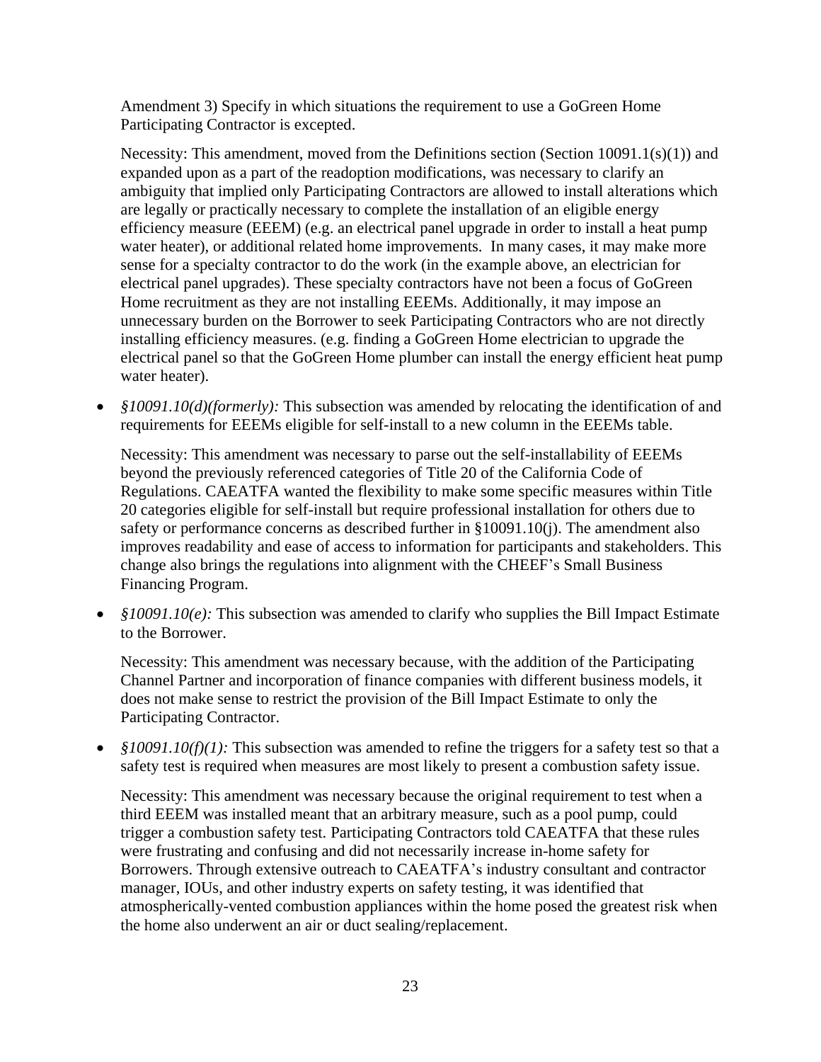Amendment 3) Specify in which situations the requirement to use a GoGreen Home Participating Contractor is excepted.

Necessity: This amendment, moved from the Definitions section (Section 10091.1(s)(1)) and expanded upon as a part of the readoption modifications, was necessary to clarify an ambiguity that implied only Participating Contractors are allowed to install alterations which are legally or practically necessary to complete the installation of an eligible energy efficiency measure (EEEM) (e.g. an electrical panel upgrade in order to install a heat pump water heater), or additional related home improvements. In many cases, it may make more sense for a specialty contractor to do the work (in the example above, an electrician for electrical panel upgrades). These specialty contractors have not been a focus of GoGreen Home recruitment as they are not installing EEEMs. Additionally, it may impose an unnecessary burden on the Borrower to seek Participating Contractors who are not directly installing efficiency measures. (e.g. finding a GoGreen Home electrician to upgrade the electrical panel so that the GoGreen Home plumber can install the energy efficient heat pump water heater).

- *§10091.10(d)(formerly):* This subsection was amended by relocating the identification of and requirements for EEEMs eligible for self-install to a new column in the EEEMs table.

  Necessity: This amendment was necessary to parse out the self-installability of EEEMs beyond the previously referenced categories of Title 20 of the California Code of Regulations. CAEATFA wanted the flexibility to make some specific measures within Title 20 categories eligible for self-install but require professional installation for others due to safety or performance concerns as described further in §10091.10(j). The amendment also improves readability and ease of access to information for participants and stakeholders. This change also brings the regulations into alignment with the CHEEF's Small Business Financing Program.

- *§10091.10(e):* This subsection was amended to clarify who supplies the Bill Impact Estimate to the Borrower.

  Necessity: This amendment was necessary because, with the addition of the Participating Channel Partner and incorporation of finance companies with different business models, it does not make sense to restrict the provision of the Bill Impact Estimate to only the Participating Contractor.

- *§10091.10(f)(1):* This subsection was amended to refine the triggers for a safety test so that a safety test is required when measures are most likely to present a combustion safety issue.

  Necessity: This amendment was necessary because the original requirement to test when a third EEEM was installed meant that an arbitrary measure, such as a pool pump, could trigger a combustion safety test. Participating Contractors told CAEATFA that these rules were frustrating and confusing and did not necessarily increase in-home safety for Borrowers. Through extensive outreach to CAEATFA's industry consultant and contractor manager, IOUs, and other industry experts on safety testing, it was identified that atmospherically-vented combustion appliances within the home posed the greatest risk when the home also underwent an air or duct sealing/replacement.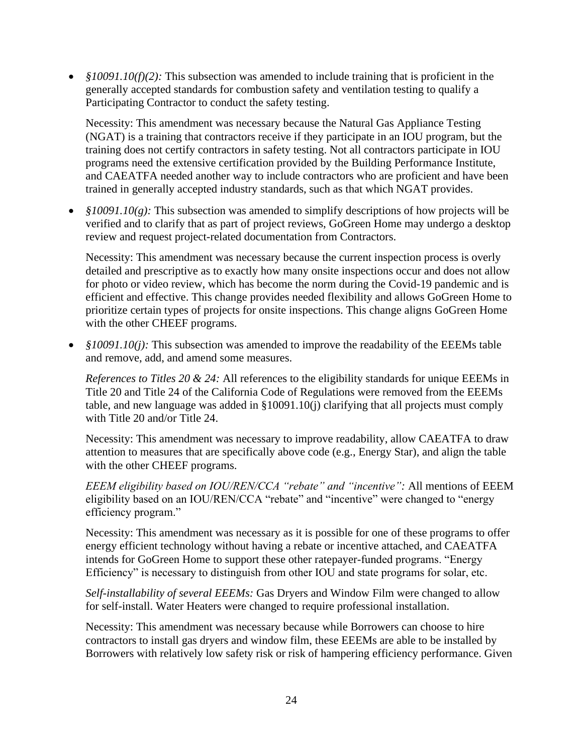- *§10091.10(f)(2):* This subsection was amended to include training that is proficient in the generally accepted standards for combustion safety and ventilation testing to qualify a Participating Contractor to conduct the safety testing.

  Necessity: This amendment was necessary because the Natural Gas Appliance Testing (NGAT) is a training that contractors receive if they participate in an IOU program, but the training does not certify contractors in safety testing. Not all contractors participate in IOU programs need the extensive certification provided by the Building Performance Institute, and CAEATFA needed another way to include contractors who are proficient and have been trained in generally accepted industry standards, such as that which NGAT provides.

- *§10091.10(g):* This subsection was amended to simplify descriptions of how projects will be verified and to clarify that as part of project reviews, GoGreen Home may undergo a desktop review and request project-related documentation from Contractors.

  Necessity: This amendment was necessary because the current inspection process is overly detailed and prescriptive as to exactly how many onsite inspections occur and does not allow for photo or video review, which has become the norm during the Covid-19 pandemic and is efficient and effective. This change provides needed flexibility and allows GoGreen Home to prioritize certain types of projects for onsite inspections. This change aligns GoGreen Home with the other CHEEF programs.

- *§10091.10(j):* This subsection was amended to improve the readability of the EEEMs table and remove, add, and amend some measures.

  *References to Titles 20 & 24:* All references to the eligibility standards for unique EEEMs in Title 20 and Title 24 of the California Code of Regulations were removed from the EEEMs table, and new language was added in §10091.10(j) clarifying that all projects must comply with Title 20 and/or Title 24.

  Necessity: This amendment was necessary to improve readability, allow CAEATFA to draw attention to measures that are specifically above code (e.g., Energy Star), and align the table with the other CHEEF programs.

  *EEEM eligibility based on IOU/REN/CCA "rebate" and "incentive":* All mentions of EEEM eligibility based on an IOU/REN/CCA "rebate" and "incentive" were changed to "energy efficiency program."

  Necessity: This amendment was necessary as it is possible for one of these programs to offer energy efficient technology without having a rebate or incentive attached, and CAEATFA intends for GoGreen Home to support these other ratepayer-funded programs. "Energy Efficiency" is necessary to distinguish from other IOU and state programs for solar, etc.

  *Self-installability of several EEEMs:* Gas Dryers and Window Film were changed to allow for self-install. Water Heaters were changed to require professional installation.

  Necessity: This amendment was necessary because while Borrowers can choose to hire contractors to install gas dryers and window film, these EEEMs are able to be installed by Borrowers with relatively low safety risk or risk of hampering efficiency performance. Given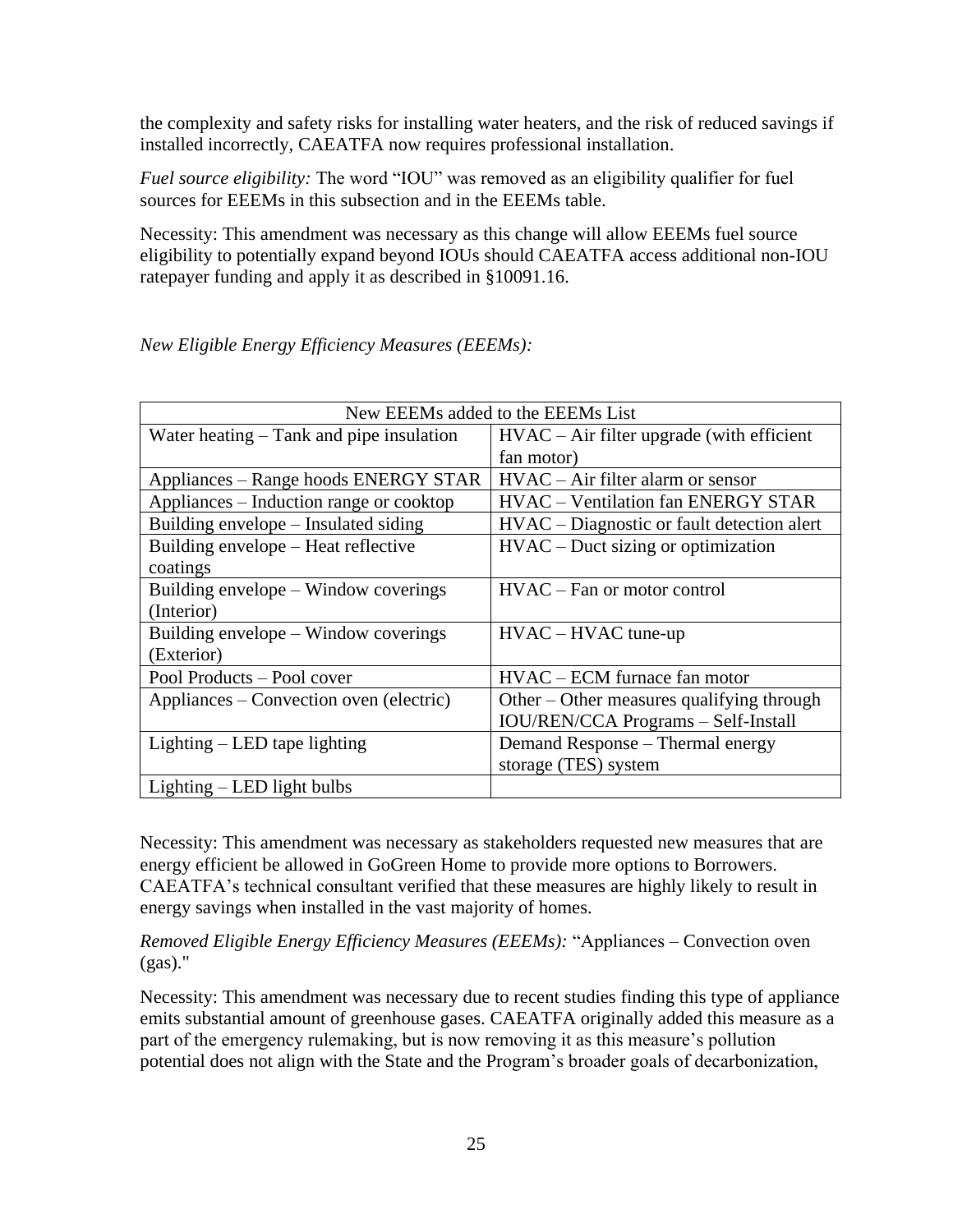the complexity and safety risks for installing water heaters, and the risk of reduced savings if installed incorrectly, CAEATFA now requires professional installation.

*Fuel source eligibility:* The word "IOU" was removed as an eligibility qualifier for fuel sources for EEEMs in this subsection and in the EEEMs table.

Necessity: This amendment was necessary as this change will allow EEEMs fuel source eligibility to potentially expand beyond IOUs should CAEATFA access additional non-IOU ratepayer funding and apply it as described in §10091.16.

*New Eligible Energy Efficiency Measures (EEEMs):*

| New EEEMs added to the EEEMs List | |
|---|---|
| Water heating – Tank and pipe insulation | HVAC – Air filter upgrade (with efficient fan motor) |
| Appliances – Range hoods ENERGY STAR | HVAC – Air filter alarm or sensor |
| Appliances – Induction range or cooktop | HVAC – Ventilation fan ENERGY STAR |
| Building envelope – Insulated siding | HVAC – Diagnostic or fault detection alert |
| Building envelope – Heat reflective coatings | HVAC – Duct sizing or optimization |
| Building envelope – Window coverings (Interior) | HVAC – Fan or motor control |
| Building envelope – Window coverings (Exterior) | HVAC – HVAC tune-up |
| Pool Products – Pool cover | HVAC – ECM furnace fan motor |
| Appliances – Convection oven (electric) | Other – Other measures qualifying through IOU/REN/CCA Programs – Self-Install |
| Lighting – LED tape lighting | Demand Response – Thermal energy storage (TES) system |
| Lighting – LED light bulbs | |

Necessity: This amendment was necessary as stakeholders requested new measures that are energy efficient be allowed in GoGreen Home to provide more options to Borrowers. CAEATFA's technical consultant verified that these measures are highly likely to result in energy savings when installed in the vast majority of homes.

*Removed Eligible Energy Efficiency Measures (EEEMs):* "Appliances – Convection oven (gas)."

Necessity: This amendment was necessary due to recent studies finding this type of appliance emits substantial amount of greenhouse gases. CAEATFA originally added this measure as a part of the emergency rulemaking, but is now removing it as this measure's pollution potential does not align with the State and the Program's broader goals of decarbonization,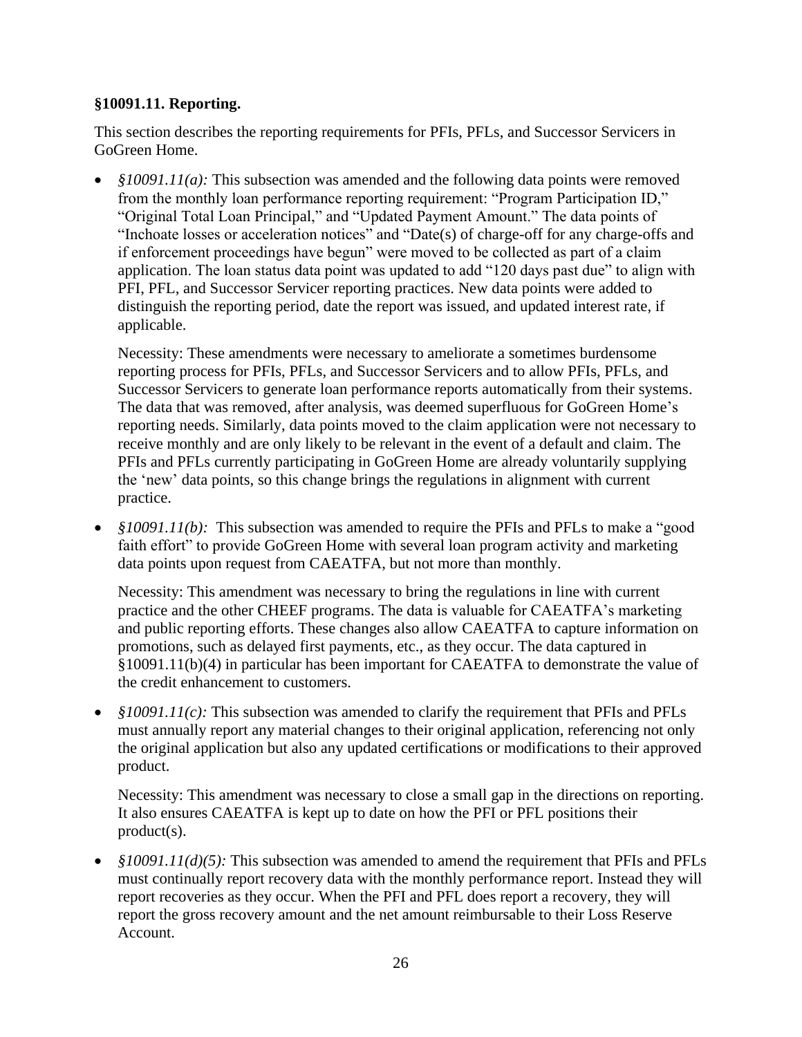**§10091.11. Reporting.**

This section describes the reporting requirements for PFIs, PFLs, and Successor Servicers in GoGreen Home.

- *§10091.11(a):* This subsection was amended and the following data points were removed from the monthly loan performance reporting requirement: "Program Participation ID," "Original Total Loan Principal," and "Updated Payment Amount." The data points of "Inchoate losses or acceleration notices" and "Date(s) of charge-off for any charge-offs and if enforcement proceedings have begun" were moved to be collected as part of a claim application. The loan status data point was updated to add "120 days past due" to align with PFI, PFL, and Successor Servicer reporting practices. New data points were added to distinguish the reporting period, date the report was issued, and updated interest rate, if applicable.

  Necessity: These amendments were necessary to ameliorate a sometimes burdensome reporting process for PFIs, PFLs, and Successor Servicers and to allow PFIs, PFLs, and Successor Servicers to generate loan performance reports automatically from their systems. The data that was removed, after analysis, was deemed superfluous for GoGreen Home's reporting needs. Similarly, data points moved to the claim application were not necessary to receive monthly and are only likely to be relevant in the event of a default and claim. The PFIs and PFLs currently participating in GoGreen Home are already voluntarily supplying the 'new' data points, so this change brings the regulations in alignment with current practice.

- *§10091.11(b):* This subsection was amended to require the PFIs and PFLs to make a "good faith effort" to provide GoGreen Home with several loan program activity and marketing data points upon request from CAEATFA, but not more than monthly.

  Necessity: This amendment was necessary to bring the regulations in line with current practice and the other CHEEF programs. The data is valuable for CAEATFA's marketing and public reporting efforts. These changes also allow CAEATFA to capture information on promotions, such as delayed first payments, etc., as they occur. The data captured in §10091.11(b)(4) in particular has been important for CAEATFA to demonstrate the value of the credit enhancement to customers.

- *§10091.11(c):* This subsection was amended to clarify the requirement that PFIs and PFLs must annually report any material changes to their original application, referencing not only the original application but also any updated certifications or modifications to their approved product.

  Necessity: This amendment was necessary to close a small gap in the directions on reporting. It also ensures CAEATFA is kept up to date on how the PFI or PFL positions their product(s).

- *§10091.11(d)(5):* This subsection was amended to amend the requirement that PFIs and PFLs must continually report recovery data with the monthly performance report. Instead they will report recoveries as they occur. When the PFI and PFL does report a recovery, they will report the gross recovery amount and the net amount reimbursable to their Loss Reserve Account.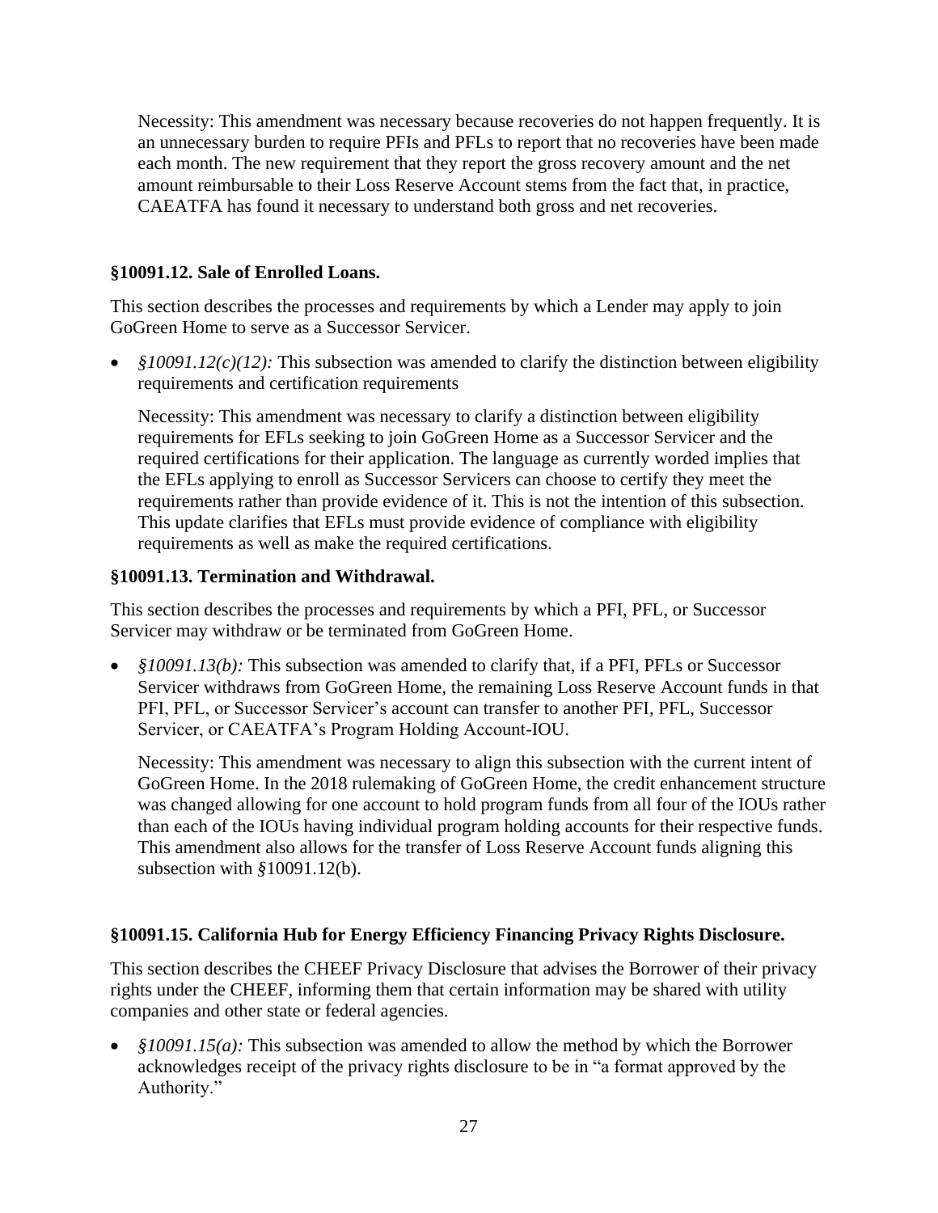Necessity: This amendment was necessary because recoveries do not happen frequently. It is an unnecessary burden to require PFIs and PFLs to report that no recoveries have been made each month. The new requirement that they report the gross recovery amount and the net amount reimbursable to their Loss Reserve Account stems from the fact that, in practice, CAEATFA has found it necessary to understand both gross and net recoveries.

### §10091.12. Sale of Enrolled Loans.

This section describes the processes and requirements by which a Lender may apply to join GoGreen Home to serve as a Successor Servicer.

- *§10091.12(c)(12):* This subsection was amended to clarify the distinction between eligibility requirements and certification requirements

  Necessity: This amendment was necessary to clarify a distinction between eligibility requirements for EFLs seeking to join GoGreen Home as a Successor Servicer and the required certifications for their application. The language as currently worded implies that the EFLs applying to enroll as Successor Servicers can choose to certify they meet the requirements rather than provide evidence of it. This is not the intention of this subsection. This update clarifies that EFLs must provide evidence of compliance with eligibility requirements as well as make the required certifications.

### §10091.13. Termination and Withdrawal.

This section describes the processes and requirements by which a PFI, PFL, or Successor Servicer may withdraw or be terminated from GoGreen Home.

- *§10091.13(b):* This subsection was amended to clarify that, if a PFI, PFLs or Successor Servicer withdraws from GoGreen Home, the remaining Loss Reserve Account funds in that PFI, PFL, or Successor Servicer's account can transfer to another PFI, PFL, Successor Servicer, or CAEATFA's Program Holding Account-IOU.

  Necessity: This amendment was necessary to align this subsection with the current intent of GoGreen Home. In the 2018 rulemaking of GoGreen Home, the credit enhancement structure was changed allowing for one account to hold program funds from all four of the IOUs rather than each of the IOUs having individual program holding accounts for their respective funds. This amendment also allows for the transfer of Loss Reserve Account funds aligning this subsection with *§*10091.12(b).

### §10091.15. California Hub for Energy Efficiency Financing Privacy Rights Disclosure.

This section describes the CHEEF Privacy Disclosure that advises the Borrower of their privacy rights under the CHEEF, informing them that certain information may be shared with utility companies and other state or federal agencies.

- *§10091.15(a):* This subsection was amended to allow the method by which the Borrower acknowledges receipt of the privacy rights disclosure to be in "a format approved by the Authority."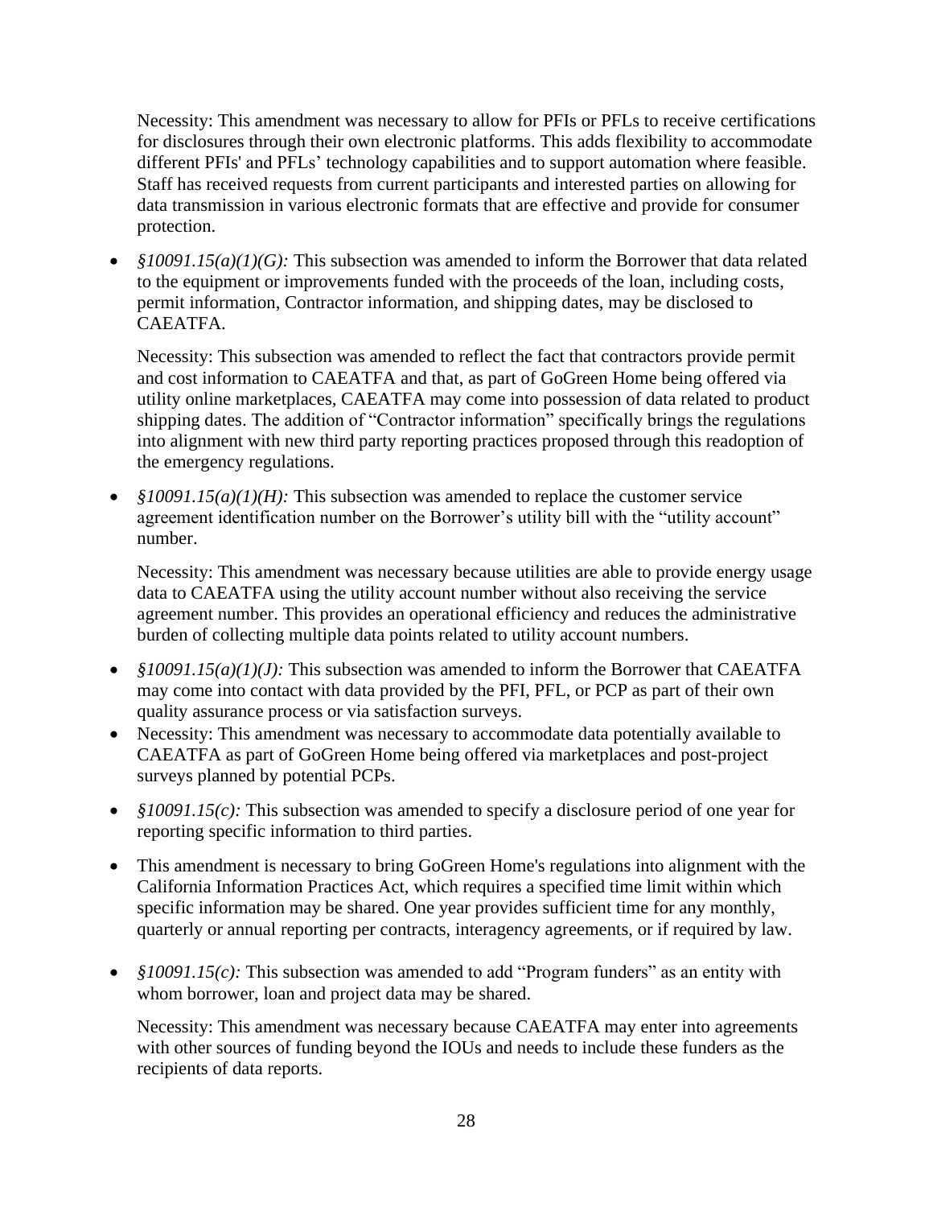Necessity: This amendment was necessary to allow for PFIs or PFLs to receive certifications for disclosures through their own electronic platforms. This adds flexibility to accommodate different PFIs' and PFLs' technology capabilities and to support automation where feasible. Staff has received requests from current participants and interested parties on allowing for data transmission in various electronic formats that are effective and provide for consumer protection.

- *§10091.15(a)(1)(G):* This subsection was amended to inform the Borrower that data related to the equipment or improvements funded with the proceeds of the loan, including costs, permit information, Contractor information, and shipping dates, may be disclosed to CAEATFA.

  Necessity: This subsection was amended to reflect the fact that contractors provide permit and cost information to CAEATFA and that, as part of GoGreen Home being offered via utility online marketplaces, CAEATFA may come into possession of data related to product shipping dates. The addition of "Contractor information" specifically brings the regulations into alignment with new third party reporting practices proposed through this readoption of the emergency regulations.

- *§10091.15(a)(1)(H):* This subsection was amended to replace the customer service agreement identification number on the Borrower's utility bill with the "utility account" number.

  Necessity: This amendment was necessary because utilities are able to provide energy usage data to CAEATFA using the utility account number without also receiving the service agreement number. This provides an operational efficiency and reduces the administrative burden of collecting multiple data points related to utility account numbers.

- *§10091.15(a)(1)(J):* This subsection was amended to inform the Borrower that CAEATFA may come into contact with data provided by the PFI, PFL, or PCP as part of their own quality assurance process or via satisfaction surveys.
- Necessity: This amendment was necessary to accommodate data potentially available to CAEATFA as part of GoGreen Home being offered via marketplaces and post-project surveys planned by potential PCPs.

- *§10091.15(c):* This subsection was amended to specify a disclosure period of one year for reporting specific information to third parties.

- This amendment is necessary to bring GoGreen Home's regulations into alignment with the California Information Practices Act, which requires a specified time limit within which specific information may be shared. One year provides sufficient time for any monthly, quarterly or annual reporting per contracts, interagency agreements, or if required by law.

- *§10091.15(c):* This subsection was amended to add "Program funders" as an entity with whom borrower, loan and project data may be shared.

  Necessity: This amendment was necessary because CAEATFA may enter into agreements with other sources of funding beyond the IOUs and needs to include these funders as the recipients of data reports.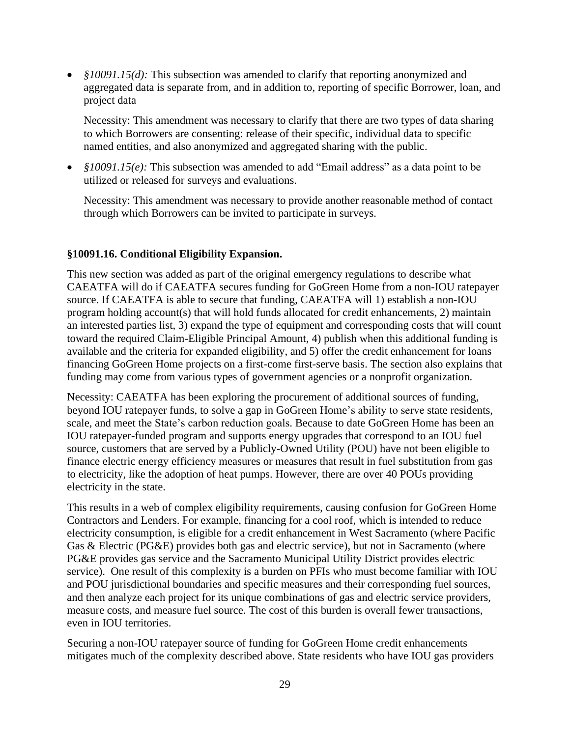- *§10091.15(d):* This subsection was amended to clarify that reporting anonymized and aggregated data is separate from, and in addition to, reporting of specific Borrower, loan, and project data

  Necessity: This amendment was necessary to clarify that there are two types of data sharing to which Borrowers are consenting: release of their specific, individual data to specific named entities, and also anonymized and aggregated sharing with the public.

- *§10091.15(e):* This subsection was amended to add "Email address" as a data point to be utilized or released for surveys and evaluations.

  Necessity: This amendment was necessary to provide another reasonable method of contact through which Borrowers can be invited to participate in surveys.

### §10091.16. Conditional Eligibility Expansion.

This new section was added as part of the original emergency regulations to describe what CAEATFA will do if CAEATFA secures funding for GoGreen Home from a non-IOU ratepayer source. If CAEATFA is able to secure that funding, CAEATFA will 1) establish a non-IOU program holding account(s) that will hold funds allocated for credit enhancements, 2) maintain an interested parties list, 3) expand the type of equipment and corresponding costs that will count toward the required Claim-Eligible Principal Amount, 4) publish when this additional funding is available and the criteria for expanded eligibility, and 5) offer the credit enhancement for loans financing GoGreen Home projects on a first-come first-serve basis. The section also explains that funding may come from various types of government agencies or a nonprofit organization.

Necessity: CAEATFA has been exploring the procurement of additional sources of funding, beyond IOU ratepayer funds, to solve a gap in GoGreen Home's ability to serve state residents, scale, and meet the State's carbon reduction goals. Because to date GoGreen Home has been an IOU ratepayer-funded program and supports energy upgrades that correspond to an IOU fuel source, customers that are served by a Publicly-Owned Utility (POU) have not been eligible to finance electric energy efficiency measures or measures that result in fuel substitution from gas to electricity, like the adoption of heat pumps. However, there are over 40 POUs providing electricity in the state.

This results in a web of complex eligibility requirements, causing confusion for GoGreen Home Contractors and Lenders. For example, financing for a cool roof, which is intended to reduce electricity consumption, is eligible for a credit enhancement in West Sacramento (where Pacific Gas & Electric (PG&E) provides both gas and electric service), but not in Sacramento (where PG&E provides gas service and the Sacramento Municipal Utility District provides electric service). One result of this complexity is a burden on PFIs who must become familiar with IOU and POU jurisdictional boundaries and specific measures and their corresponding fuel sources, and then analyze each project for its unique combinations of gas and electric service providers, measure costs, and measure fuel source. The cost of this burden is overall fewer transactions, even in IOU territories.

Securing a non-IOU ratepayer source of funding for GoGreen Home credit enhancements mitigates much of the complexity described above. State residents who have IOU gas providers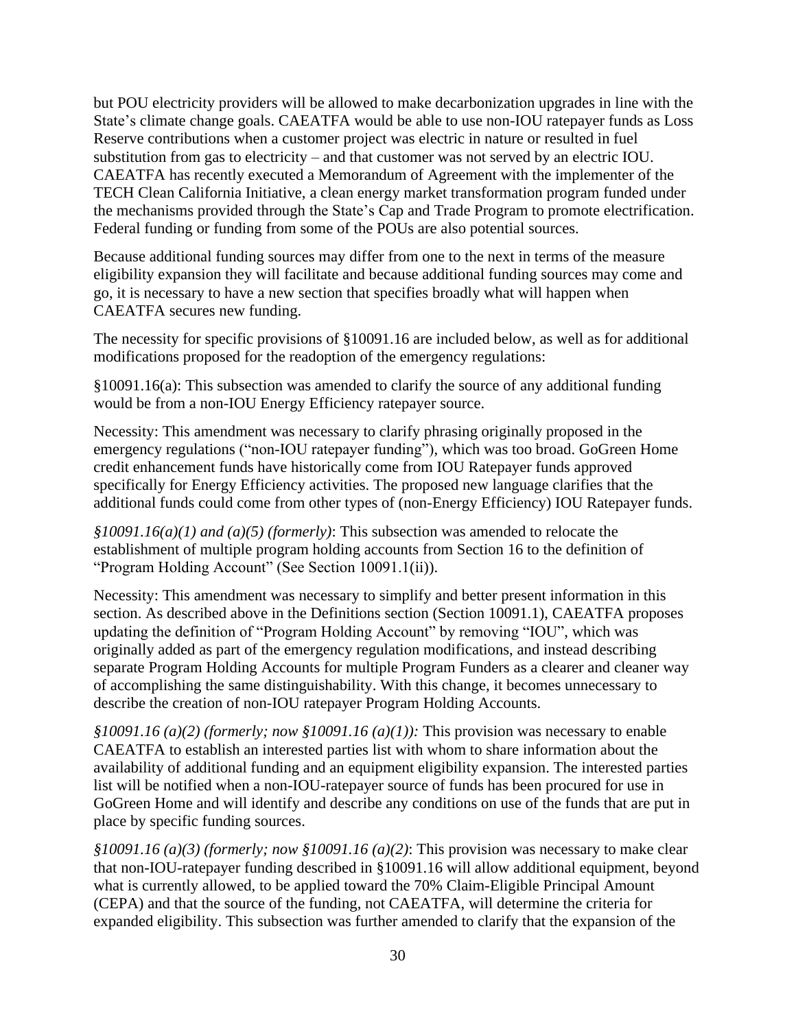but POU electricity providers will be allowed to make decarbonization upgrades in line with the State's climate change goals. CAEATFA would be able to use non-IOU ratepayer funds as Loss Reserve contributions when a customer project was electric in nature or resulted in fuel substitution from gas to electricity – and that customer was not served by an electric IOU. CAEATFA has recently executed a Memorandum of Agreement with the implementer of the TECH Clean California Initiative, a clean energy market transformation program funded under the mechanisms provided through the State's Cap and Trade Program to promote electrification. Federal funding or funding from some of the POUs are also potential sources.

Because additional funding sources may differ from one to the next in terms of the measure eligibility expansion they will facilitate and because additional funding sources may come and go, it is necessary to have a new section that specifies broadly what will happen when CAEATFA secures new funding.

The necessity for specific provisions of §10091.16 are included below, as well as for additional modifications proposed for the readoption of the emergency regulations:

§10091.16(a): This subsection was amended to clarify the source of any additional funding would be from a non-IOU Energy Efficiency ratepayer source.

Necessity: This amendment was necessary to clarify phrasing originally proposed in the emergency regulations ("non-IOU ratepayer funding"), which was too broad. GoGreen Home credit enhancement funds have historically come from IOU Ratepayer funds approved specifically for Energy Efficiency activities. The proposed new language clarifies that the additional funds could come from other types of (non-Energy Efficiency) IOU Ratepayer funds.

*§10091.16(a)(1) and (a)(5) (formerly)*: This subsection was amended to relocate the establishment of multiple program holding accounts from Section 16 to the definition of "Program Holding Account" (See Section 10091.1(ii)).

Necessity: This amendment was necessary to simplify and better present information in this section. As described above in the Definitions section (Section 10091.1), CAEATFA proposes updating the definition of "Program Holding Account" by removing "IOU", which was originally added as part of the emergency regulation modifications, and instead describing separate Program Holding Accounts for multiple Program Funders as a clearer and cleaner way of accomplishing the same distinguishability. With this change, it becomes unnecessary to describe the creation of non-IOU ratepayer Program Holding Accounts.

*§10091.16 (a)(2) (formerly; now §10091.16 (a)(1)):* This provision was necessary to enable CAEATFA to establish an interested parties list with whom to share information about the availability of additional funding and an equipment eligibility expansion. The interested parties list will be notified when a non-IOU-ratepayer source of funds has been procured for use in GoGreen Home and will identify and describe any conditions on use of the funds that are put in place by specific funding sources.

*§10091.16 (a)(3) (formerly; now §10091.16 (a)(2)*: This provision was necessary to make clear that non-IOU-ratepayer funding described in §10091.16 will allow additional equipment, beyond what is currently allowed, to be applied toward the 70% Claim-Eligible Principal Amount (CEPA) and that the source of the funding, not CAEATFA, will determine the criteria for expanded eligibility. This subsection was further amended to clarify that the expansion of the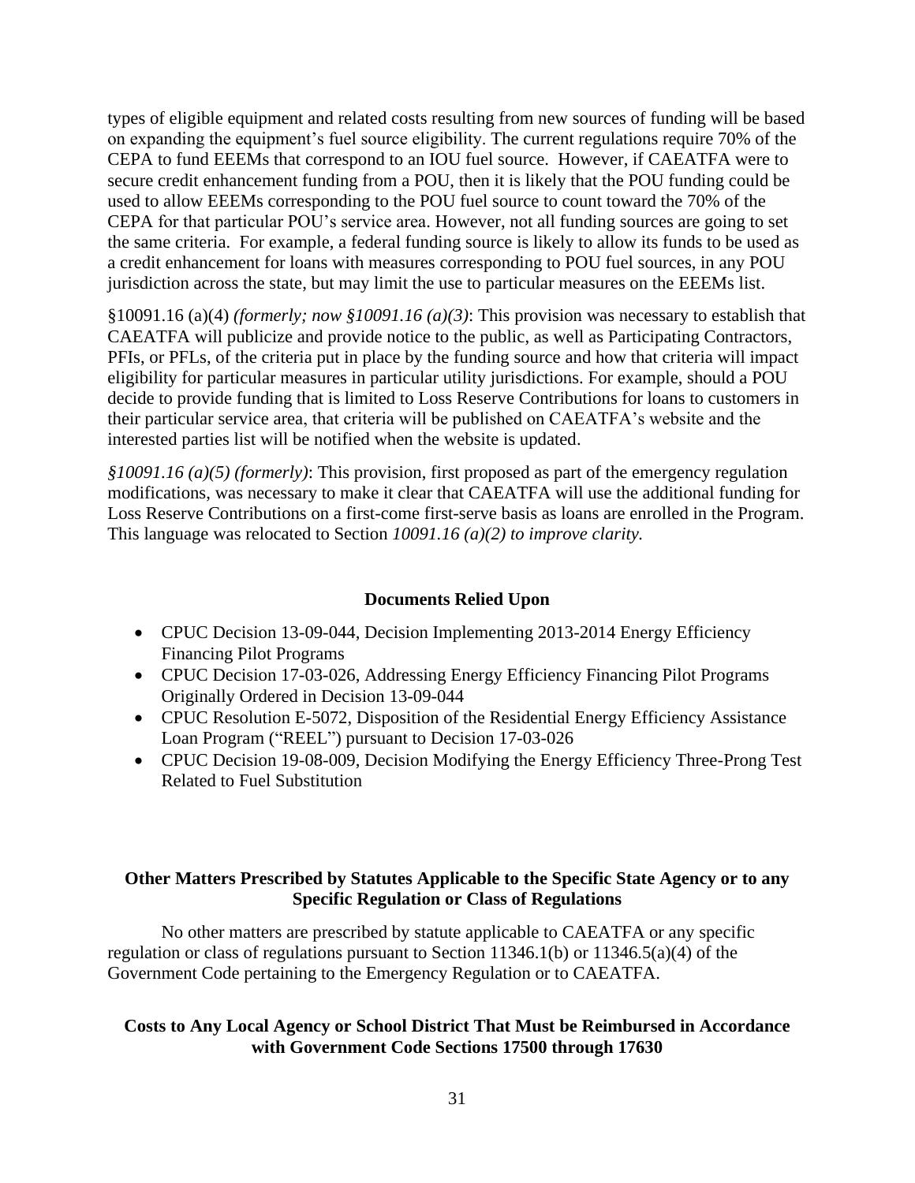types of eligible equipment and related costs resulting from new sources of funding will be based on expanding the equipment's fuel source eligibility. The current regulations require 70% of the CEPA to fund EEEMs that correspond to an IOU fuel source. However, if CAEATFA were to secure credit enhancement funding from a POU, then it is likely that the POU funding could be used to allow EEEMs corresponding to the POU fuel source to count toward the 70% of the CEPA for that particular POU's service area. However, not all funding sources are going to set the same criteria. For example, a federal funding source is likely to allow its funds to be used as a credit enhancement for loans with measures corresponding to POU fuel sources, in any POU jurisdiction across the state, but may limit the use to particular measures on the EEEMs list.

§10091.16 (a)(4) *(formerly; now §10091.16 (a)(3)*: This provision was necessary to establish that CAEATFA will publicize and provide notice to the public, as well as Participating Contractors, PFIs, or PFLs, of the criteria put in place by the funding source and how that criteria will impact eligibility for particular measures in particular utility jurisdictions. For example, should a POU decide to provide funding that is limited to Loss Reserve Contributions for loans to customers in their particular service area, that criteria will be published on CAEATFA's website and the interested parties list will be notified when the website is updated.

*§10091.16 (a)(5) (formerly)*: This provision, first proposed as part of the emergency regulation modifications, was necessary to make it clear that CAEATFA will use the additional funding for Loss Reserve Contributions on a first-come first-serve basis as loans are enrolled in the Program. This language was relocated to Section *10091.16 (a)(2) to improve clarity.*

## Documents Relied Upon

- CPUC Decision 13-09-044, Decision Implementing 2013-2014 Energy Efficiency Financing Pilot Programs
- CPUC Decision 17-03-026, Addressing Energy Efficiency Financing Pilot Programs Originally Ordered in Decision 13-09-044
- CPUC Resolution E-5072, Disposition of the Residential Energy Efficiency Assistance Loan Program ("REEL") pursuant to Decision 17-03-026
- CPUC Decision 19-08-009, Decision Modifying the Energy Efficiency Three-Prong Test Related to Fuel Substitution

## Other Matters Prescribed by Statutes Applicable to the Specific State Agency or to any Specific Regulation or Class of Regulations

No other matters are prescribed by statute applicable to CAEATFA or any specific regulation or class of regulations pursuant to Section 11346.1(b) or 11346.5(a)(4) of the Government Code pertaining to the Emergency Regulation or to CAEATFA.

## Costs to Any Local Agency or School District That Must be Reimbursed in Accordance with Government Code Sections 17500 through 17630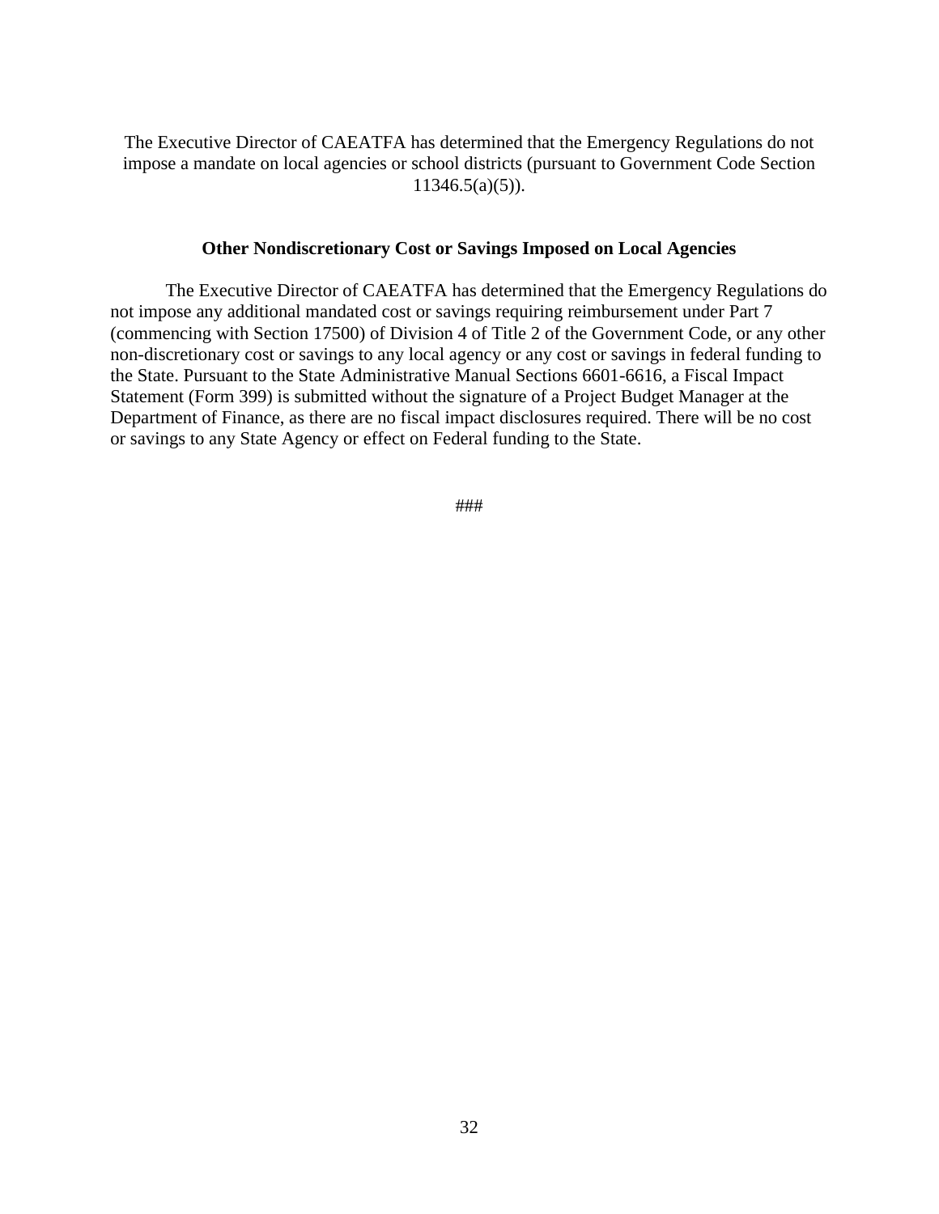The Executive Director of CAEATFA has determined that the Emergency Regulations do not impose a mandate on local agencies or school districts (pursuant to Government Code Section 11346.5(a)(5)).

**Other Nondiscretionary Cost or Savings Imposed on Local Agencies**

The Executive Director of CAEATFA has determined that the Emergency Regulations do not impose any additional mandated cost or savings requiring reimbursement under Part 7 (commencing with Section 17500) of Division 4 of Title 2 of the Government Code, or any other non-discretionary cost or savings to any local agency or any cost or savings in federal funding to the State. Pursuant to the State Administrative Manual Sections 6601-6616, a Fiscal Impact Statement (Form 399) is submitted without the signature of a Project Budget Manager at the Department of Finance, as there are no fiscal impact disclosures required. There will be no cost or savings to any State Agency or effect on Federal funding to the State.

###